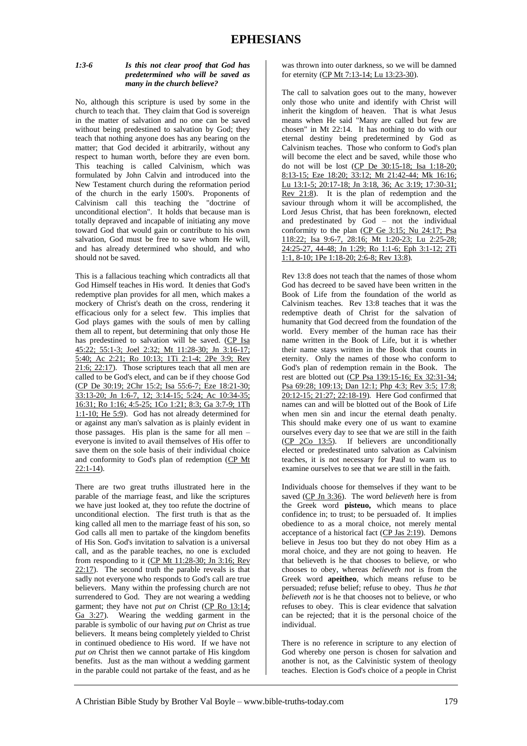# EPHESIANS

***1:3-6 Is this not clear proof that God has predetermined who will be saved as many in the church believe?***

No, although this scripture is used by some in the church to teach that. They claim that God is sovereign in the matter of salvation and no one can be saved without being predestined to salvation by God; they teach that nothing anyone does has any bearing on the matter; that God decided it arbitrarily, without any respect to human worth, before they are even born. This teaching is called Calvinism, which was formulated by John Calvin and introduced into the New Testament church during the reformation period of the church in the early 1500's. Proponents of Calvinism call this teaching the "doctrine of unconditional election". It holds that because man is totally depraved and incapable of initiating any move toward God that would gain or contribute to his own salvation, God must be free to save whom He will, and has already determined who should, and who should not be saved.

This is a fallacious teaching which contradicts all that God Himself teaches in His word. It denies that God's redemptive plan provides for all men, which makes a mockery of Christ's death on the cross, rendering it efficacious only for a select few. This implies that God plays games with the souls of men by calling them all to repent, but determining that only those He has predestined to salvation will be saved. (CP Isa 45:22; 55:1-3; Joel 2:32; Mt 11:28-30; Jn 3:16-17; 5:40; Ac 2:21; Ro 10:13; 1Ti 2:1-4; 2Pe 3:9; Rev 21:6; 22:17). Those scriptures teach that all men are called to be God's elect, and can be if they choose God (CP De 30:19; 2Chr 15:2; Isa 55:6-7; Eze 18:21-30; 33:13-20; Jn 1:6-7, 12; 3:14-15; 5:24; Ac 10:34-35; 16:31; Ro 1:16; 4:5-25; 1Co 1:21; 8:3; Ga 3:7-9; 1Th 1:1-10; He 5:9). God has not already determined for or against any man's salvation as is plainly evident in those passages. His plan is the same for all men – everyone is invited to avail themselves of His offer to save them on the sole basis of their individual choice and conformity to God's plan of redemption (CP Mt 22:1-14).

There are two great truths illustrated here in the parable of the marriage feast, and like the scriptures we have just looked at, they too refute the doctrine of unconditional election. The first truth is that as the king called all men to the marriage feast of his son, so God calls all men to partake of the kingdom benefits of His Son. God's invitation to salvation is a universal call, and as the parable teaches, no one is excluded from responding to it (CP Mt 11:28-30; Jn 3:16; Rev 22:17). The second truth the parable reveals is that sadly not everyone who responds to God's call are true believers. Many within the professing church are not surrendered to God. They are not wearing a wedding garment; they have not *put on* Christ (CP Ro 13:14; Ga 3:27). Wearing the wedding garment in the parable is symbolic of our having *put on* Christ as true believers. It means being completely yielded to Christ in continued obedience to His word. If we have not *put on* Christ then we cannot partake of His kingdom benefits. Just as the man without a wedding garment in the parable could not partake of the feast, and as he was thrown into outer darkness, so we will be damned for eternity (CP Mt 7:13-14; Lu 13:23-30).

The call to salvation goes out to the many, however only those who unite and identify with Christ will inherit the kingdom of heaven. That is what Jesus means when He said "Many are called but few are chosen" in Mt 22:14. It has nothing to do with our eternal destiny being predetermined by God as Calvinism teaches. Those who conform to God's plan will become the elect and be saved, while those who do not will be lost (CP De 30:15-18; Isa 1:18-20; 8:13-15; Eze 18:20; 33:12; Mt 21:42-44; Mk 16:16; Lu 13:1-5; 20:17-18; Jn 3:18, 36; Ac 3:19; 17:30-31; Rev 21:8). It is the plan of redemption and the saviour through whom it will be accomplished, the Lord Jesus Christ, that has been foreknown, elected and predestinated by God – not the individual conformity to the plan (CP Ge 3:15; Nu 24:17; Psa 118:22; Isa 9:6-7, 28:16; Mt 1:20-23; Lu 2:25-28; 24:25-27, 44-48; Jn 1:29; Ro 1:1-6; Eph 3:1-12; 2Ti 1:1, 8-10; 1Pe 1:18-20; 2:6-8; Rev 13:8).

Rev 13:8 does not teach that the names of those whom God has decreed to be saved have been written in the Book of Life from the foundation of the world as Calvinism teaches. Rev 13:8 teaches that it was the redemptive death of Christ for the salvation of humanity that God decreed from the foundation of the world. Every member of the human race has their name written in the Book of Life, but it is whether their name stays written in the Book that counts in eternity. Only the names of those who conform to God's plan of redemption remain in the Book. The rest are blotted out (CP Psa 139:15-16; Ex 32:31-34; Psa 69:28; 109:13; Dan 12:1; Php 4:3; Rev 3:5; 17:8; 20:12-15; 21:27; 22:18-19). Here God confirmed that names can and will be blotted out of the Book of Life when men sin and incur the eternal death penalty. This should make every one of us want to examine ourselves every day to see that we are still in the faith (CP 2Co 13:5). If believers are unconditionally elected or predestinated unto salvation as Calvinism teaches, it is not necessary for Paul to warn us to examine ourselves to see that we are still in the faith.

Individuals choose for themselves if they want to be saved (CP Jn 3:36). The word *believeth* here is from the Greek word **pisteuo,** which means to place confidence in; to trust; to be persuaded of. It implies obedience to as a moral choice, not merely mental acceptance of a historical fact (CP Jas 2:19). Demons believe in Jesus too but they do not obey Him as a moral choice, and they are not going to heaven. He that believeth is he that chooses to believe, or who chooses to obey, whereas *believeth not* is from the Greek word **apeitheo**, which means refuse to be persuaded; refuse belief; refuse to obey. Thus *he that believeth not* is he that chooses not to believe, or who refuses to obey. This is clear evidence that salvation can be rejected; that it is the personal choice of the individual.

There is no reference in scripture to any election of God whereby one person is chosen for salvation and another is not, as the Calvinistic system of theology teaches. Election is God's choice of a people in Christ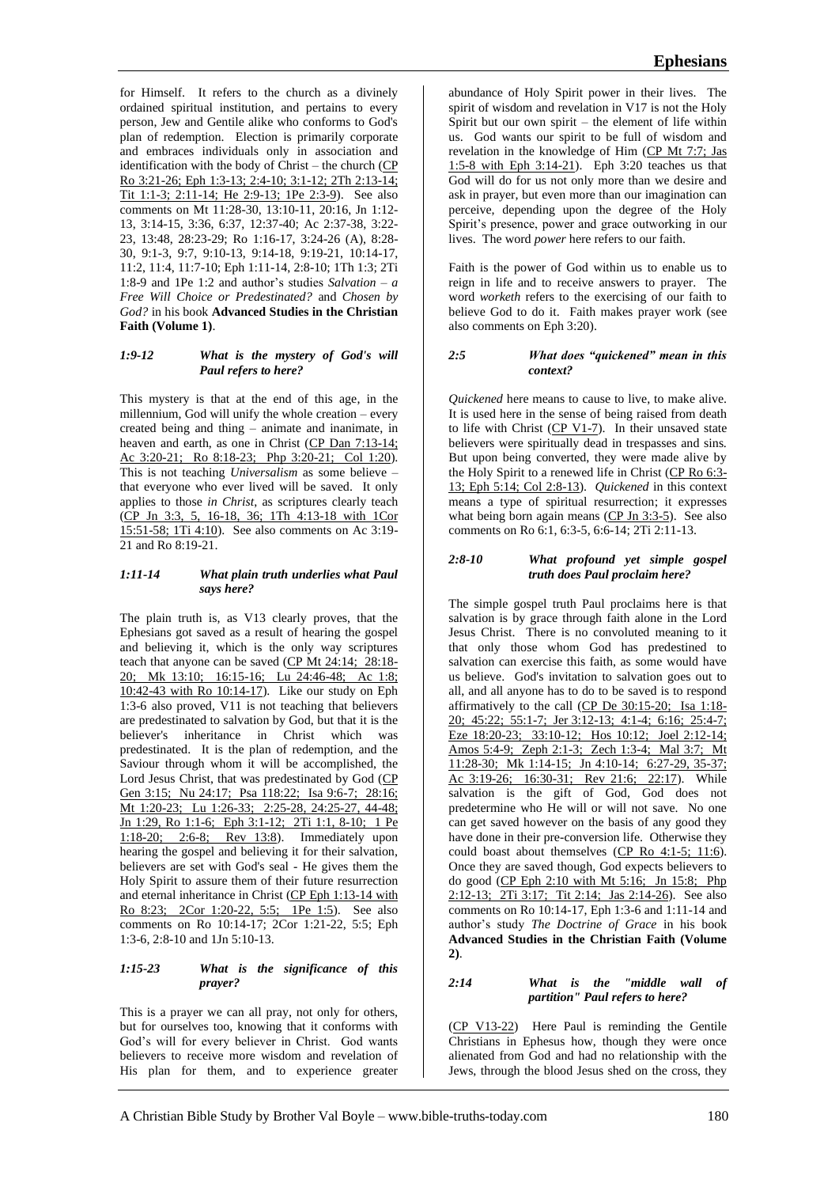for Himself. It refers to the church as a divinely ordained spiritual institution, and pertains to every person, Jew and Gentile alike who conforms to God's plan of redemption. Election is primarily corporate and embraces individuals only in association and identification with the body of Christ – the church (CP Ro 3:21-26; Eph 1:3-13; 2:4-10; 3:1-12; 2Th 2:13-14; Tit 1:1-3; 2:11-14; He 2:9-13; 1Pe 2:3-9). See also comments on Mt 11:28-30, 13:10-11, 20:16, Jn 1:12-13, 3:14-15, 3:36, 6:37, 12:37-40; Ac 2:37-38, 3:22-23, 13:48, 28:23-29; Ro 1:16-17, 3:24-26 (A), 8:28-30, 9:1-3, 9:7, 9:10-13, 9:14-18, 9:19-21, 10:14-17, 11:2, 11:4, 11:7-10; Eph 1:11-14, 2:8-10; 1Th 1:3; 2Ti 1:8-9 and 1Pe 1:2 and author's studies *Salvation – a Free Will Choice or Predestinated?* and *Chosen by God?* in his book **Advanced Studies in the Christian Faith (Volume 1)**.

### *1:9-12 What is the mystery of God's will Paul refers to here?*

This mystery is that at the end of this age, in the millennium, God will unify the whole creation – every created being and thing – animate and inanimate, in heaven and earth, as one in Christ (CP Dan 7:13-14; Ac 3:20-21; Ro 8:18-23; Php 3:20-21; Col 1:20). This is not teaching *Universalism* as some believe – that everyone who ever lived will be saved. It only applies to those *in Christ*, as scriptures clearly teach (CP Jn 3:3, 5, 16-18, 36; 1Th 4:13-18 with 1Cor 15:51-58; 1Ti 4:10). See also comments on Ac 3:19-21 and Ro 8:19-21.

### *1:11-14 What plain truth underlies what Paul says here?*

The plain truth is, as V13 clearly proves, that the Ephesians got saved as a result of hearing the gospel and believing it, which is the only way scriptures teach that anyone can be saved (CP Mt 24:14; 28:18-20; Mk 13:10; 16:15-16; Lu 24:46-48; Ac 1:8; 10:42-43 with Ro 10:14-17). Like our study on Eph 1:3-6 also proved, V11 is not teaching that believers are predestinated to salvation by God, but that it is the believer's inheritance in Christ which was predestinated. It is the plan of redemption, and the Saviour through whom it will be accomplished, the Lord Jesus Christ, that was predestinated by God (CP Gen 3:15; Nu 24:17; Psa 118:22; Isa 9:6-7; 28:16; Mt 1:20-23; Lu 1:26-33; 2:25-28, 24:25-27, 44-48; Jn 1:29, Ro 1:1-6; Eph 3:1-12; 2Ti 1:1, 8-10; 1 Pe 1:18-20; 2:6-8; Rev 13:8). Immediately upon hearing the gospel and believing it for their salvation, believers are set with God's seal - He gives them the Holy Spirit to assure them of their future resurrection and eternal inheritance in Christ (CP Eph 1:13-14 with Ro 8:23; 2Cor 1:20-22, 5:5; 1Pe 1:5). See also comments on Ro 10:14-17; 2Cor 1:21-22, 5:5; Eph 1:3-6, 2:8-10 and 1Jn 5:10-13.

### *1:15-23 What is the significance of this prayer?*

This is a prayer we can all pray, not only for others, but for ourselves too, knowing that it conforms with God's will for every believer in Christ. God wants believers to receive more wisdom and revelation of His plan for them, and to experience greater abundance of Holy Spirit power in their lives. The spirit of wisdom and revelation in V17 is not the Holy Spirit but our own spirit – the element of life within us. God wants our spirit to be full of wisdom and revelation in the knowledge of Him (CP Mt 7:7; Jas 1:5-8 with Eph 3:14-21). Eph 3:20 teaches us that God will do for us not only more than we desire and ask in prayer, but even more than our imagination can perceive, depending upon the degree of the Holy Spirit's presence, power and grace outworking in our lives. The word *power* here refers to our faith.

Faith is the power of God within us to enable us to reign in life and to receive answers to prayer. The word *worketh* refers to the exercising of our faith to believe God to do it. Faith makes prayer work (see also comments on Eph 3:20).

### *2:5 What does "quickened" mean in this context?*

*Quickened* here means to cause to live, to make alive. It is used here in the sense of being raised from death to life with Christ (CP V1-7). In their unsaved state believers were spiritually dead in trespasses and sins. But upon being converted, they were made alive by the Holy Spirit to a renewed life in Christ (CP Ro 6:3-13; Eph 5:14; Col 2:8-13). *Quickened* in this context means a type of spiritual resurrection; it expresses what being born again means (CP Jn 3:3-5). See also comments on Ro 6:1, 6:3-5, 6:6-14; 2Ti 2:11-13.

### *2:8-10 What profound yet simple gospel truth does Paul proclaim here?*

The simple gospel truth Paul proclaims here is that salvation is by grace through faith alone in the Lord Jesus Christ. There is no convoluted meaning to it that only those whom God has predestined to salvation can exercise this faith, as some would have us believe. God's invitation to salvation goes out to all, and all anyone has to do to be saved is to respond affirmatively to the call (CP De 30:15-20; Isa 1:18-20; 45:22; 55:1-7; Jer 3:12-13; 4:1-4; 6:16; 25:4-7; Eze 18:20-23; 33:10-12; Hos 10:12; Joel 2:12-14; Amos 5:4-9; Zeph 2:1-3; Zech 1:3-4; Mal 3:7; Mt 11:28-30; Mk 1:14-15; Jn 4:10-14; 6:27-29, 35-37; Ac 3:19-26; 16:30-31; Rev 21:6; 22:17). While salvation is the gift of God, God does not predetermine who He will or will not save. No one can get saved however on the basis of any good they have done in their pre-conversion life. Otherwise they could boast about themselves (CP Ro 4:1-5; 11:6). Once they are saved though, God expects believers to do good (CP Eph 2:10 with Mt 5:16; Jn 15:8; Php 2:12-13; 2Ti 3:17; Tit 2:14; Jas 2:14-26). See also comments on Ro 10:14-17, Eph 1:3-6 and 1:11-14 and author's study *The Doctrine of Grace* in his book **Advanced Studies in the Christian Faith (Volume 2)**.

### *2:14 What is the "middle wall of partition" Paul refers to here?*

(CP V13-22) Here Paul is reminding the Gentile Christians in Ephesus how, though they were once alienated from God and had no relationship with the Jews, through the blood Jesus shed on the cross, they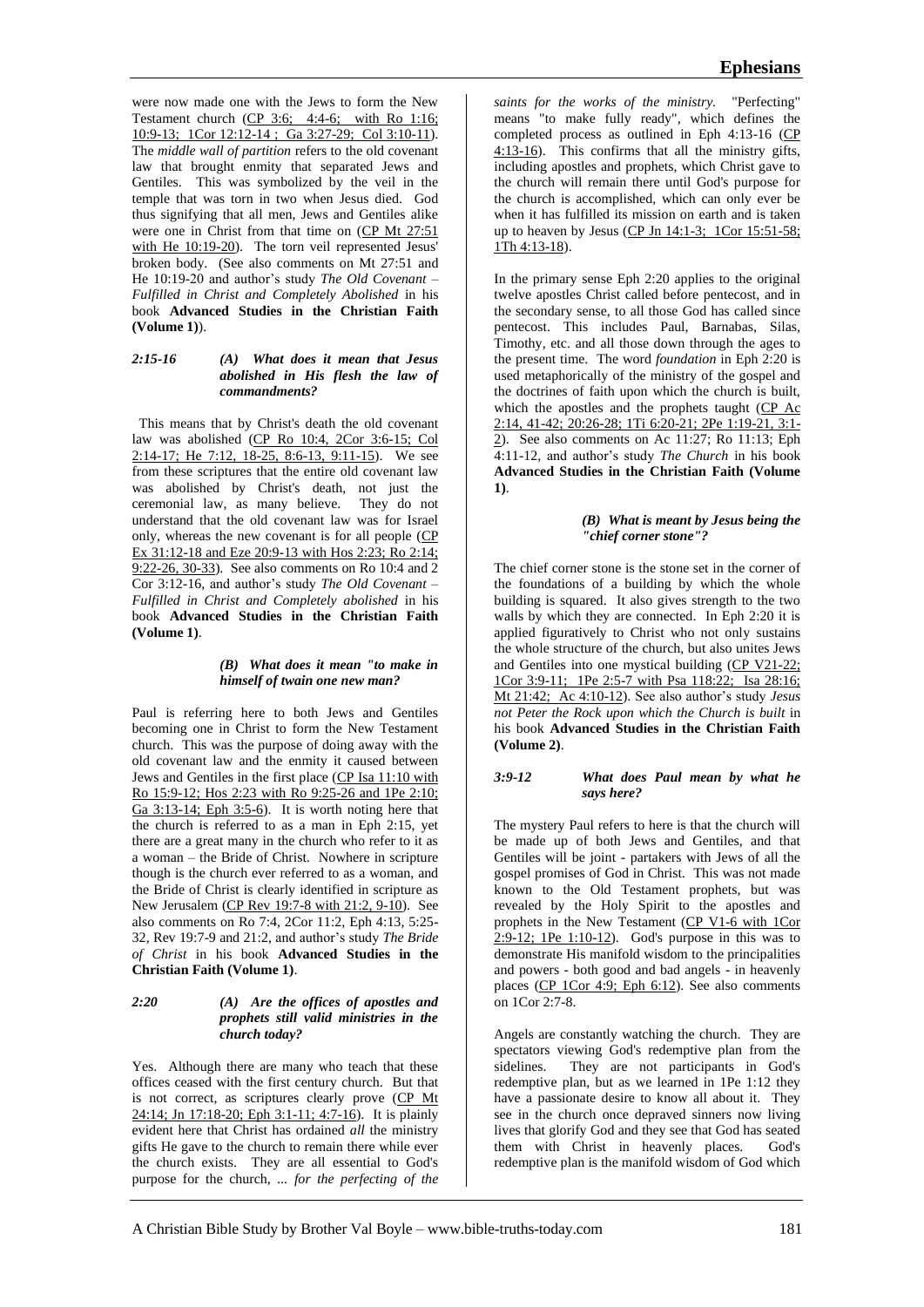were now made one with the Jews to form the New Testament church (CP 3:6; 4:4-6; with Ro 1:16; 10:9-13; 1Cor 12:12-14 ; Ga 3:27-29; Col 3:10-11). The *middle wall of partition* refers to the old covenant law that brought enmity that separated Jews and Gentiles. This was symbolized by the veil in the temple that was torn in two when Jesus died. God thus signifying that all men, Jews and Gentiles alike were one in Christ from that time on (CP Mt 27:51 with He 10:19-20). The torn veil represented Jesus' broken body. (See also comments on Mt 27:51 and He 10:19-20 and author's study *The Old Covenant – Fulfilled in Christ and Completely Abolished* in his book **Advanced Studies in the Christian Faith (Volume 1)**).

**2:15-16** ***(A) What does it mean that Jesus abolished in His flesh the law of commandments?***

This means that by Christ's death the old covenant law was abolished (CP Ro 10:4, 2Cor 3:6-15; Col 2:14-17; He 7:12, 18-25, 8:6-13, 9:11-15). We see from these scriptures that the entire old covenant law was abolished by Christ's death, not just the ceremonial law, as many believe. They do not understand that the old covenant law was for Israel only, whereas the new covenant is for all people (CP Ex 31:12-18 and Eze 20:9-13 with Hos 2:23; Ro 2:14; 9:22-26, 30-33). See also comments on Ro 10:4 and 2 Cor 3:12-16, and author's study *The Old Covenant – Fulfilled in Christ and Completely abolished* in his book **Advanced Studies in the Christian Faith (Volume 1)**.

***(B) What does it mean "to make in himself of twain one new man?***

Paul is referring here to both Jews and Gentiles becoming one in Christ to form the New Testament church. This was the purpose of doing away with the old covenant law and the enmity it caused between Jews and Gentiles in the first place (CP Isa 11:10 with Ro 15:9-12; Hos 2:23 with Ro 9:25-26 and 1Pe 2:10; Ga 3:13-14; Eph 3:5-6). It is worth noting here that the church is referred to as a man in Eph 2:15, yet there are a great many in the church who refer to it as a woman – the Bride of Christ. Nowhere in scripture though is the church ever referred to as a woman, and the Bride of Christ is clearly identified in scripture as New Jerusalem (CP Rev 19:7-8 with 21:2, 9-10). See also comments on Ro 7:4, 2Cor 11:2, Eph 4:13, 5:25-32, Rev 19:7-9 and 21:2, and author's study *The Bride of Christ* in his book **Advanced Studies in the Christian Faith (Volume 1)**.

**2:20** ***(A) Are the offices of apostles and prophets still valid ministries in the church today?***

Yes. Although there are many who teach that these offices ceased with the first century church. But that is not correct, as scriptures clearly prove (CP Mt 24:14; Jn 17:18-20; Eph 3:1-11; 4:7-16). It is plainly evident here that Christ has ordained *all* the ministry gifts He gave to the church to remain there while ever the church exists. They are all essential to God's purpose for the church, ... *for the perfecting of the saints for the works of the ministry.* "Perfecting" means "to make fully ready", which defines the completed process as outlined in Eph 4:13-16 (CP 4:13-16). This confirms that all the ministry gifts, including apostles and prophets, which Christ gave to the church will remain there until God's purpose for the church is accomplished, which can only ever be when it has fulfilled its mission on earth and is taken up to heaven by Jesus (CP Jn 14:1-3; 1Cor 15:51-58; 1Th 4:13-18).

In the primary sense Eph 2:20 applies to the original twelve apostles Christ called before pentecost, and in the secondary sense, to all those God has called since pentecost. This includes Paul, Barnabas, Silas, Timothy, etc. and all those down through the ages to the present time. The word *foundation* in Eph 2:20 is used metaphorically of the ministry of the gospel and the doctrines of faith upon which the church is built, which the apostles and the prophets taught (CP Ac 2:14, 41-42; 20:26-28; 1Ti 6:20-21; 2Pe 1:19-21, 3:1-2). See also comments on Ac 11:27; Ro 11:13; Eph 4:11-12, and author's study *The Church* in his book **Advanced Studies in the Christian Faith (Volume 1)**.

***(B) What is meant by Jesus being the "chief corner stone"?***

The chief corner stone is the stone set in the corner of the foundations of a building by which the whole building is squared. It also gives strength to the two walls by which they are connected. In Eph 2:20 it is applied figuratively to Christ who not only sustains the whole structure of the church, but also unites Jews and Gentiles into one mystical building (CP V21-22; 1Cor 3:9-11; 1Pe 2:5-7 with Psa 118:22; Isa 28:16; Mt 21:42; Ac 4:10-12). See also author's study *Jesus not Peter the Rock upon which the Church is built* in his book **Advanced Studies in the Christian Faith (Volume 2)**.

**3:9-12** ***What does Paul mean by what he says here?***

The mystery Paul refers to here is that the church will be made up of both Jews and Gentiles, and that Gentiles will be joint - partakers with Jews of all the gospel promises of God in Christ. This was not made known to the Old Testament prophets, but was revealed by the Holy Spirit to the apostles and prophets in the New Testament (CP V1-6 with 1Cor 2:9-12; 1Pe 1:10-12). God's purpose in this was to demonstrate His manifold wisdom to the principalities and powers - both good and bad angels - in heavenly places (CP 1Cor 4:9; Eph 6:12). See also comments on 1Cor 2:7-8.

Angels are constantly watching the church. They are spectators viewing God's redemptive plan from the sidelines. They are not participants in God's redemptive plan, but as we learned in 1Pe 1:12 they have a passionate desire to know all about it. They see in the church once depraved sinners now living lives that glorify God and they see that God has seated them with Christ in heavenly places. God's redemptive plan is the manifold wisdom of God which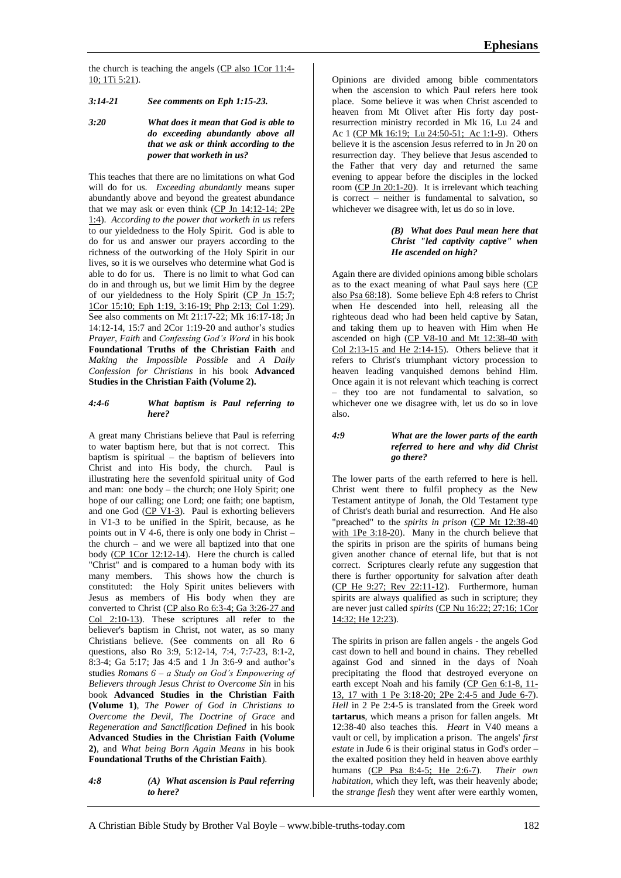the church is teaching the angels (CP also 1Cor 11:4-10; 1Ti 5:21).

***3:14-21 See comments on Eph 1:15-23.***

***3:20 What does it mean that God is able to do exceeding abundantly above all that we ask or think according to the power that worketh in us?***

This teaches that there are no limitations on what God will do for us. *Exceeding abundantly* means super abundantly above and beyond the greatest abundance that we may ask or even think (CP Jn 14:12-14; 2Pe 1:4). *According to the power that worketh in us* refers to our yieldedness to the Holy Spirit. God is able to do for us and answer our prayers according to the richness of the outworking of the Holy Spirit in our lives, so it is we ourselves who determine what God is able to do for us. There is no limit to what God can do in and through us, but we limit Him by the degree of our yieldedness to the Holy Spirit (CP Jn 15:7; 1Cor 15:10; Eph 1:19, 3:16-19; Php 2:13; Col 1:29). See also comments on Mt 21:17-22; Mk 16:17-18; Jn 14:12-14, 15:7 and 2Cor 1:19-20 and author's studies *Prayer*, *Faith* and *Confessing God's Word* in his book **Foundational Truths of the Christian Faith** and *Making the Impossible Possible* and *A Daily Confession for Christians* in his book **Advanced Studies in the Christian Faith (Volume 2).**

***4:4-6 What baptism is Paul referring to here?***

A great many Christians believe that Paul is referring to water baptism here, but that is not correct. This baptism is spiritual – the baptism of believers into Christ and into His body, the church. Paul is illustrating here the sevenfold spiritual unity of God and man: one body – the church; one Holy Spirit; one hope of our calling; one Lord; one faith; one baptism, and one God (CP V1-3). Paul is exhorting believers in V1-3 to be unified in the Spirit, because, as he points out in V 4-6, there is only one body in Christ – the church – and we were all baptized into that one body (CP 1Cor 12:12-14). Here the church is called "Christ" and is compared to a human body with its many members. This shows how the church is constituted: the Holy Spirit unites believers with Jesus as members of His body when they are converted to Christ (CP also Ro 6:3-4; Ga 3:26-27 and Col 2:10-13). These scriptures all refer to the believer's baptism in Christ, not water, as so many Christians believe. (See comments on all Ro 6 questions, also Ro 3:9, 5:12-14, 7:4, 7:7-23, 8:1-2, 8:3-4; Ga 5:17; Jas 4:5 and 1 Jn 3:6-9 and author's studies *Romans 6 – a Study on God's Empowering of Believers through Jesus Christ to Overcome Sin* in his book **Advanced Studies in the Christian Faith (Volume 1)**, *The Power of God in Christians to Overcome the Devil*, *The Doctrine of Grace* and *Regeneration and Sanctification Defined* in his book **Advanced Studies in the Christian Faith (Volume 2)**, and *What being Born Again Means* in his book **Foundational Truths of the Christian Faith**).

***4:8 (A) What ascension is Paul referring to here?***

Opinions are divided among bible commentators when the ascension to which Paul refers here took place. Some believe it was when Christ ascended to heaven from Mt Olivet after His forty day post-resurrection ministry recorded in Mk 16, Lu 24 and Ac 1 (CP Mk 16:19; Lu 24:50-51; Ac 1:1-9). Others believe it is the ascension Jesus referred to in Jn 20 on resurrection day. They believe that Jesus ascended to the Father that very day and returned the same evening to appear before the disciples in the locked room (CP Jn 20:1-20). It is irrelevant which teaching is correct – neither is fundamental to salvation, so whichever we disagree with, let us do so in love.

***(B) What does Paul mean here that Christ "led captivity captive" when He ascended on high?***

Again there are divided opinions among bible scholars as to the exact meaning of what Paul says here (CP also Psa 68:18). Some believe Eph 4:8 refers to Christ when He descended into hell, releasing all the righteous dead who had been held captive by Satan, and taking them up to heaven with Him when He ascended on high (CP V8-10 and Mt 12:38-40 with Col 2:13-15 and He 2:14-15). Others believe that it refers to Christ's triumphant victory procession to heaven leading vanquished demons behind Him. Once again it is not relevant which teaching is correct – they too are not fundamental to salvation, so whichever one we disagree with, let us do so in love also.

***4:9 What are the lower parts of the earth referred to here and why did Christ go there?***

The lower parts of the earth referred to here is hell. Christ went there to fulfil prophecy as the New Testament antitype of Jonah, the Old Testament type of Christ's death burial and resurrection. And He also "preached" to the *spirits in prison* (CP Mt 12:38-40 with 1Pe 3:18-20). Many in the church believe that the spirits in prison are the spirits of humans being given another chance of eternal life, but that is not correct. Scriptures clearly refute any suggestion that there is further opportunity for salvation after death (CP He 9:27; Rev 22:11-12). Furthermore, human spirits are always qualified as such in scripture; they are never just called *spirits* (CP Nu 16:22; 27:16; 1Cor 14:32; He 12:23).

The spirits in prison are fallen angels - the angels God cast down to hell and bound in chains. They rebelled against God and sinned in the days of Noah precipitating the flood that destroyed everyone on earth except Noah and his family (CP Gen 6:1-8, 11-13, 17 with 1 Pe 3:18-20; 2Pe 2:4-5 and Jude 6-7). *Hell* in 2 Pe 2:4-5 is translated from the Greek word **tartarus**, which means a prison for fallen angels. Mt 12:38-40 also teaches this. *Heart* in V40 means a vault or cell, by implication a prison. The angels' *first estate* in Jude 6 is their original status in God's order – the exalted position they held in heaven above earthly humans (CP Psa 8:4-5; He 2:6-7). *Their own habitation*, which they left, was their heavenly abode; the *strange flesh* they went after were earthly women,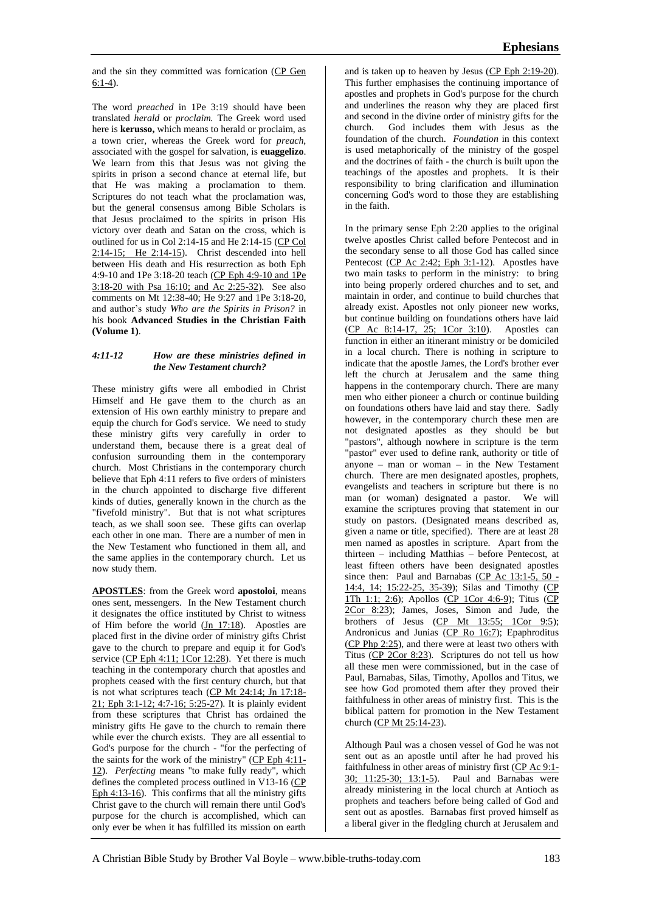and the sin they committed was fornication (CP Gen 6:1-4).

The word *preached* in 1Pe 3:19 should have been translated *herald* or *proclaim.* The Greek word used here is **kerusso,** which means to herald or proclaim, as a town crier, whereas the Greek word for *preach*, associated with the gospel for salvation, is **euaggelizo**. We learn from this that Jesus was not giving the spirits in prison a second chance at eternal life, but that He was making a proclamation to them. Scriptures do not teach what the proclamation was, but the general consensus among Bible Scholars is that Jesus proclaimed to the spirits in prison His victory over death and Satan on the cross, which is outlined for us in Col 2:14-15 and He 2:14-15 (CP Col 2:14-15; He 2:14-15). Christ descended into hell between His death and His resurrection as both Eph 4:9-10 and 1Pe 3:18-20 teach (CP Eph 4:9-10 and 1Pe 3:18-20 with Psa 16:10; and Ac 2:25-32). See also comments on Mt 12:38-40; He 9:27 and 1Pe 3:18-20, and author's study *Who are the Spirits in Prison?* in his book **Advanced Studies in the Christian Faith (Volume 1)**.

### *4:11-12 How are these ministries defined in the New Testament church?*

These ministry gifts were all embodied in Christ Himself and He gave them to the church as an extension of His own earthly ministry to prepare and equip the church for God's service. We need to study these ministry gifts very carefully in order to understand them, because there is a great deal of confusion surrounding them in the contemporary church. Most Christians in the contemporary church believe that Eph 4:11 refers to five orders of ministers in the church appointed to discharge five different kinds of duties, generally known in the church as the "fivefold ministry". But that is not what scriptures teach, as we shall soon see. These gifts can overlap each other in one man. There are a number of men in the New Testament who functioned in them all, and the same applies in the contemporary church. Let us now study them.

**APOSTLES**: from the Greek word **apostoloi**, means ones sent, messengers. In the New Testament church it designates the office instituted by Christ to witness of Him before the world (Jn 17:18). Apostles are placed first in the divine order of ministry gifts Christ gave to the church to prepare and equip it for God's service (CP Eph 4:11; 1Cor 12:28). Yet there is much teaching in the contemporary church that apostles and prophets ceased with the first century church, but that is not what scriptures teach (CP Mt 24:14; Jn 17:18-21; Eph 3:1-12; 4:7-16; 5:25-27). It is plainly evident from these scriptures that Christ has ordained the ministry gifts He gave to the church to remain there while ever the church exists. They are all essential to God's purpose for the church - "for the perfecting of the saints for the work of the ministry" (CP Eph 4:11-12). *Perfecting* means "to make fully ready", which defines the completed process outlined in V13-16 (CP Eph 4:13-16). This confirms that all the ministry gifts Christ gave to the church will remain there until God's purpose for the church is accomplished, which can only ever be when it has fulfilled its mission on earth and is taken up to heaven by Jesus (CP Eph 2:19-20). This further emphasises the continuing importance of apostles and prophets in God's purpose for the church and underlines the reason why they are placed first and second in the divine order of ministry gifts for the church. God includes them with Jesus as the foundation of the church. *Foundation* in this context is used metaphorically of the ministry of the gospel and the doctrines of faith - the church is built upon the teachings of the apostles and prophets. It is their responsibility to bring clarification and illumination concerning God's word to those they are establishing in the faith.

In the primary sense Eph 2:20 applies to the original twelve apostles Christ called before Pentecost and in the secondary sense to all those God has called since Pentecost (CP Ac 2:42; Eph 3:1-12). Apostles have two main tasks to perform in the ministry: to bring into being properly ordered churches and to set, and maintain in order, and continue to build churches that already exist. Apostles not only pioneer new works, but continue building on foundations others have laid (CP Ac 8:14-17, 25; 1Cor 3:10). Apostles can function in either an itinerant ministry or be domiciled in a local church. There is nothing in scripture to indicate that the apostle James, the Lord's brother ever left the church at Jerusalem and the same thing happens in the contemporary church. There are many men who either pioneer a church or continue building on foundations others have laid and stay there. Sadly however, in the contemporary church these men are not designated apostles as they should be but "pastors", although nowhere in scripture is the term "pastor" ever used to define rank, authority or title of anyone – man or woman – in the New Testament church. There are men designated apostles, prophets, evangelists and teachers in scripture but there is no man (or woman) designated a pastor. We will examine the scriptures proving that statement in our study on pastors. (Designated means described as, given a name or title, specified). There are at least 28 men named as apostles in scripture. Apart from the thirteen – including Matthias – before Pentecost, at least fifteen others have been designated apostles since then: Paul and Barnabas (CP Ac 13:1-5, 50 - 14:4, 14; 15:22-25, 35-39); Silas and Timothy (CP 1Th 1:1; 2:6); Apollos (CP 1Cor 4:6-9); Titus (CP 2Cor 8:23); James, Joses, Simon and Jude, the brothers of Jesus (CP Mt 13:55; 1Cor 9:5); Andronicus and Junias (CP Ro 16:7); Epaphroditus (CP Php 2:25), and there were at least two others with Titus (CP 2Cor 8:23). Scriptures do not tell us how all these men were commissioned, but in the case of Paul, Barnabas, Silas, Timothy, Apollos and Titus, we see how God promoted them after they proved their faithfulness in other areas of ministry first. This is the biblical pattern for promotion in the New Testament church (CP Mt 25:14-23).

Although Paul was a chosen vessel of God he was not sent out as an apostle until after he had proved his faithfulness in other areas of ministry first (CP Ac 9:1-30; 11:25-30; 13:1-5). Paul and Barnabas were already ministering in the local church at Antioch as prophets and teachers before being called of God and sent out as apostles. Barnabas first proved himself as a liberal giver in the fledgling church at Jerusalem and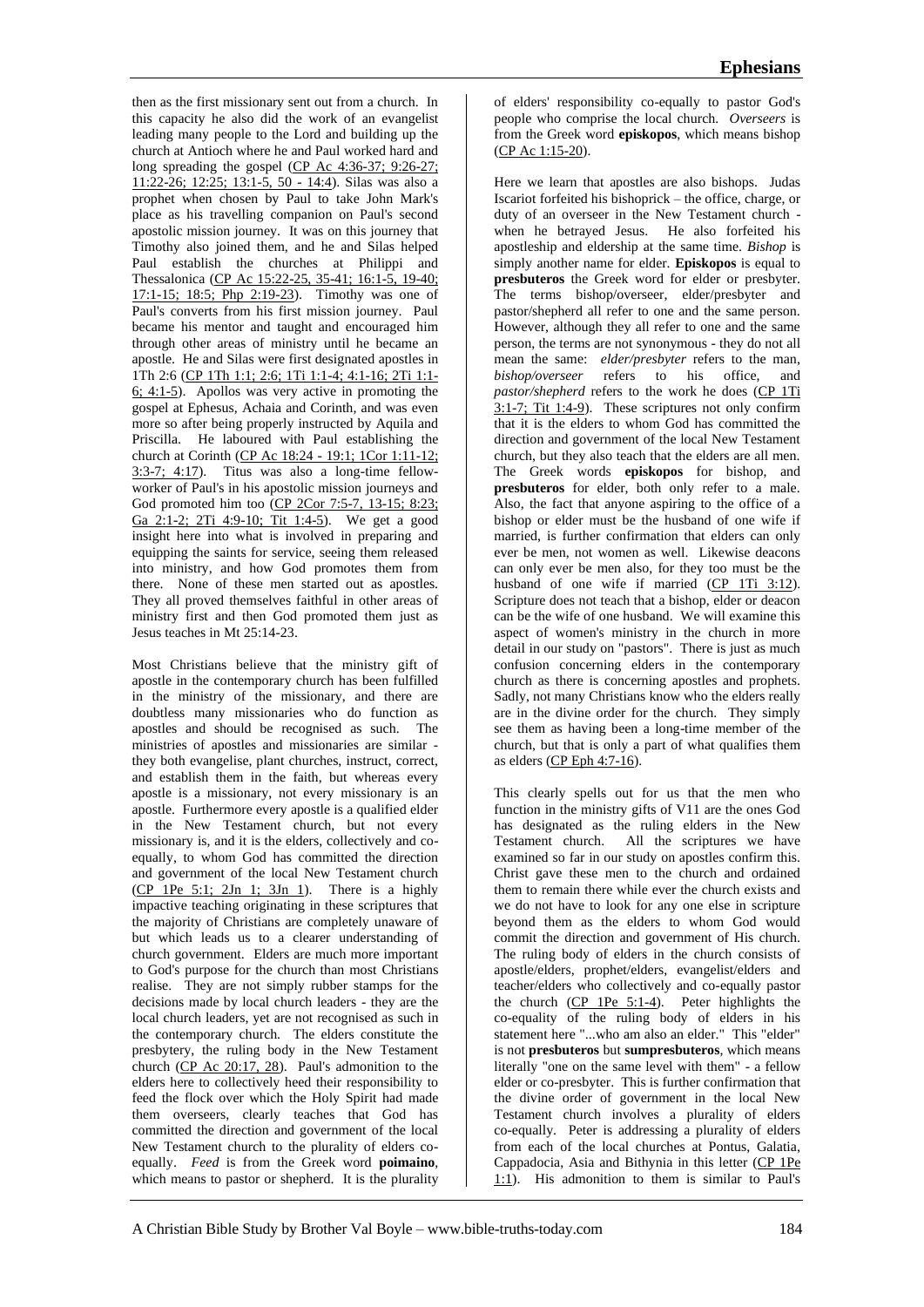then as the first missionary sent out from a church. In this capacity he also did the work of an evangelist leading many people to the Lord and building up the church at Antioch where he and Paul worked hard and long spreading the gospel (CP Ac 4:36-37; 9:26-27; 11:22-26; 12:25; 13:1-5, 50 - 14:4). Silas was also a prophet when chosen by Paul to take John Mark's place as his travelling companion on Paul's second apostolic mission journey. It was on this journey that Timothy also joined them, and he and Silas helped Paul establish the churches at Philippi and Thessalonica (CP Ac 15:22-25, 35-41; 16:1-5, 19-40; 17:1-15; 18:5; Php 2:19-23). Timothy was one of Paul's converts from his first mission journey. Paul became his mentor and taught and encouraged him through other areas of ministry until he became an apostle. He and Silas were first designated apostles in 1Th 2:6 (CP 1Th 1:1; 2:6; 1Ti 1:1-4; 4:1-16; 2Ti 1:1-6; 4:1-5). Apollos was very active in promoting the gospel at Ephesus, Achaia and Corinth, and was even more so after being properly instructed by Aquila and Priscilla. He laboured with Paul establishing the church at Corinth (CP Ac 18:24 - 19:1; 1Cor 1:11-12; 3:3-7; 4:17). Titus was also a long-time fellow-worker of Paul's in his apostolic mission journeys and God promoted him too (CP 2Cor 7:5-7, 13-15; 8:23; Ga 2:1-2; 2Ti 4:9-10; Tit 1:4-5). We get a good insight here into what is involved in preparing and equipping the saints for service, seeing them released into ministry, and how God promotes them from there. None of these men started out as apostles. They all proved themselves faithful in other areas of ministry first and then God promoted them just as Jesus teaches in Mt 25:14-23.

Most Christians believe that the ministry gift of apostle in the contemporary church has been fulfilled in the ministry of the missionary, and there are doubtless many missionaries who do function as apostles and should be recognised as such. The ministries of apostles and missionaries are similar - they both evangelise, plant churches, instruct, correct, and establish them in the faith, but whereas every apostle is a missionary, not every missionary is an apostle. Furthermore every apostle is a qualified elder in the New Testament church, but not every missionary is, and it is the elders, collectively and co-equally, to whom God has committed the direction and government of the local New Testament church (CP 1Pe 5:1; 2Jn 1; 3Jn 1). There is a highly impactive teaching originating in these scriptures that the majority of Christians are completely unaware of but which leads us to a clearer understanding of church government. Elders are much more important to God's purpose for the church than most Christians realise. They are not simply rubber stamps for the decisions made by local church leaders - they are the local church leaders, yet are not recognised as such in the contemporary church. The elders constitute the presbytery, the ruling body in the New Testament church (CP Ac 20:17, 28). Paul's admonition to the elders here to collectively heed their responsibility to feed the flock over which the Holy Spirit had made them overseers, clearly teaches that God has committed the direction and government of the local New Testament church to the plurality of elders co-equally. *Feed* is from the Greek word **poimaino**, which means to pastor or shepherd. It is the plurality of elders' responsibility co-equally to pastor God's people who comprise the local church. *Overseers* is from the Greek word **episkopos**, which means bishop (CP Ac 1:15-20).

Here we learn that apostles are also bishops. Judas Iscariot forfeited his bishoprick – the office, charge, or duty of an overseer in the New Testament church - when he betrayed Jesus. He also forfeited his apostleship and eldership at the same time. *Bishop* is simply another name for elder. **Episkopos** is equal to **presbuteros** the Greek word for elder or presbyter. The terms bishop/overseer, elder/presbyter and pastor/shepherd all refer to one and the same person. However, although they all refer to one and the same person, the terms are not synonymous - they do not all mean the same: *elder/presbyter* refers to the man, *bishop/overseer* refers to his office, and *pastor/shepherd* refers to the work he does (CP 1Ti 3:1-7; Tit 1:4-9). These scriptures not only confirm that it is the elders to whom God has committed the direction and government of the local New Testament church, but they also teach that the elders are all men. The Greek words **episkopos** for bishop, and **presbuteros** for elder, both only refer to a male. Also, the fact that anyone aspiring to the office of a bishop or elder must be the husband of one wife if married, is further confirmation that elders can only ever be men, not women as well. Likewise deacons can only ever be men also, for they too must be the husband of one wife if married (CP 1Ti 3:12). Scripture does not teach that a bishop, elder or deacon can be the wife of one husband. We will examine this aspect of women's ministry in the church in more detail in our study on "pastors". There is just as much confusion concerning elders in the contemporary church as there is concerning apostles and prophets. Sadly, not many Christians know who the elders really are in the divine order for the church. They simply see them as having been a long-time member of the church, but that is only a part of what qualifies them as elders (CP Eph 4:7-16).

This clearly spells out for us that the men who function in the ministry gifts of V11 are the ones God has designated as the ruling elders in the New Testament church. All the scriptures we have examined so far in our study on apostles confirm this. Christ gave these men to the church and ordained them to remain there while ever the church exists and we do not have to look for any one else in scripture beyond them as the elders to whom God would commit the direction and government of His church. The ruling body of elders in the church consists of apostle/elders, prophet/elders, evangelist/elders and teacher/elders who collectively and co-equally pastor the church (CP 1Pe 5:1-4). Peter highlights the co-equality of the ruling body of elders in his statement here "...who am also an elder." This "elder" is not **presbuteros** but **sumpresbuteros**, which means literally "one on the same level with them" - a fellow elder or co-presbyter. This is further confirmation that the divine order of government in the local New Testament church involves a plurality of elders co-equally. Peter is addressing a plurality of elders from each of the local churches at Pontus, Galatia, Cappadocia, Asia and Bithynia in this letter (CP 1Pe 1:1). His admonition to them is similar to Paul's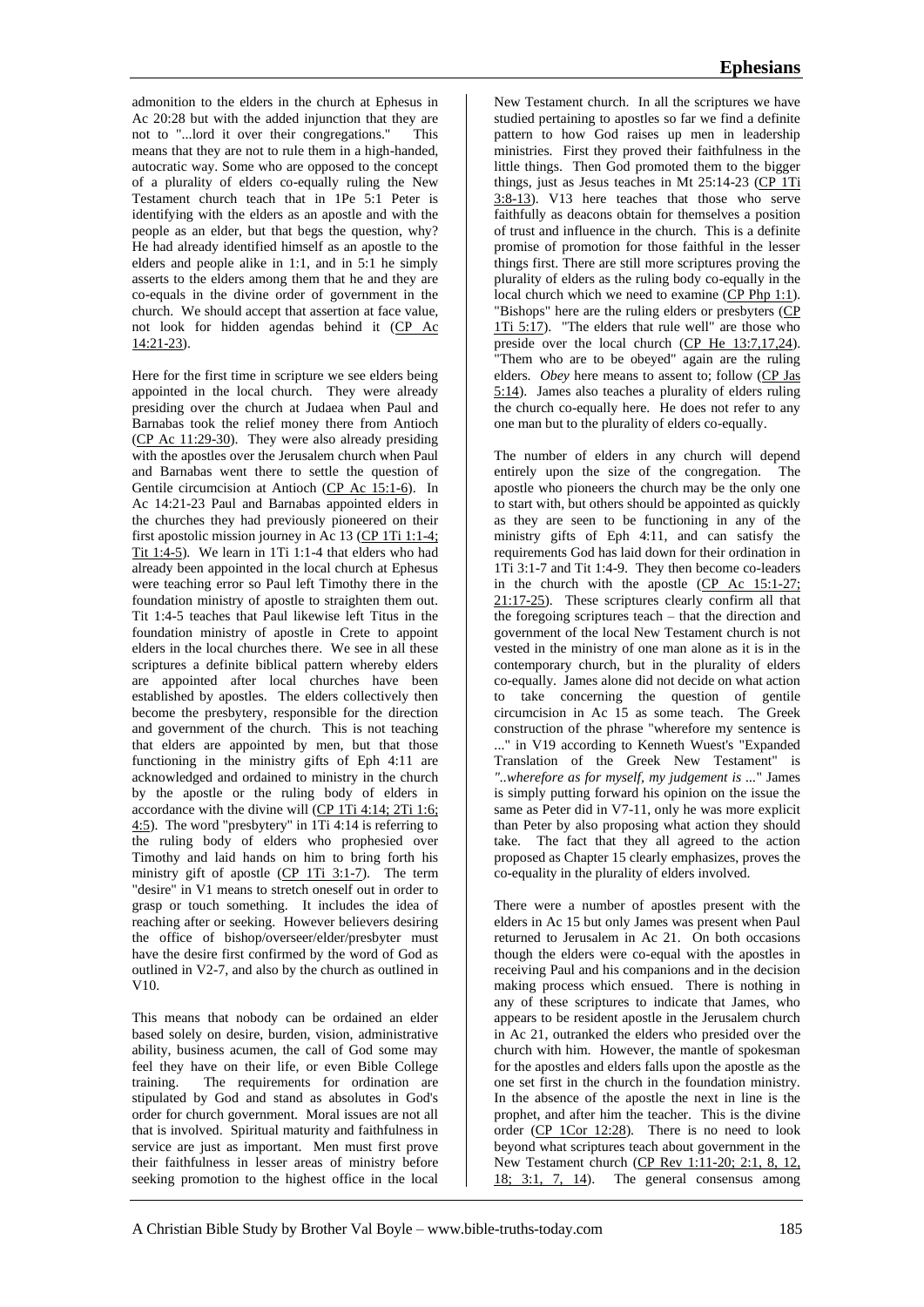admonition to the elders in the church at Ephesus in Ac 20:28 but with the added injunction that they are not to "...lord it over their congregations." This means that they are not to rule them in a high-handed, autocratic way. Some who are opposed to the concept of a plurality of elders co-equally ruling the New Testament church teach that in 1Pe 5:1 Peter is identifying with the elders as an apostle and with the people as an elder, but that begs the question, why? He had already identified himself as an apostle to the elders and people alike in 1:1, and in 5:1 he simply asserts to the elders among them that he and they are co-equals in the divine order of government in the church. We should accept that assertion at face value, not look for hidden agendas behind it (CP Ac 14:21-23).

Here for the first time in scripture we see elders being appointed in the local church. They were already presiding over the church at Judaea when Paul and Barnabas took the relief money there from Antioch (CP Ac 11:29-30). They were also already presiding with the apostles over the Jerusalem church when Paul and Barnabas went there to settle the question of Gentile circumcision at Antioch (CP Ac 15:1-6). In Ac 14:21-23 Paul and Barnabas appointed elders in the churches they had previously pioneered on their first apostolic mission journey in Ac 13 (CP 1Ti 1:1-4; Tit 1:4-5). We learn in 1Ti 1:1-4 that elders who had already been appointed in the local church at Ephesus were teaching error so Paul left Timothy there in the foundation ministry of apostle to straighten them out. Tit 1:4-5 teaches that Paul likewise left Titus in the foundation ministry of apostle in Crete to appoint elders in the local churches there. We see in all these scriptures a definite biblical pattern whereby elders are appointed after local churches have been established by apostles. The elders collectively then become the presbytery, responsible for the direction and government of the church. This is not teaching that elders are appointed by men, but that those functioning in the ministry gifts of Eph 4:11 are acknowledged and ordained to ministry in the church by the apostle or the ruling body of elders in accordance with the divine will (CP 1Ti 4:14; 2Ti 1:6; 4:5). The word "presbytery" in 1Ti 4:14 is referring to the ruling body of elders who prophesied over Timothy and laid hands on him to bring forth his ministry gift of apostle (CP 1Ti 3:1-7). The term "desire" in V1 means to stretch oneself out in order to grasp or touch something. It includes the idea of reaching after or seeking. However believers desiring the office of bishop/overseer/elder/presbyter must have the desire first confirmed by the word of God as outlined in V2-7, and also by the church as outlined in V10.

This means that nobody can be ordained an elder based solely on desire, burden, vision, administrative ability, business acumen, the call of God some may feel they have on their life, or even Bible College training. The requirements for ordination are stipulated by God and stand as absolutes in God's order for church government. Moral issues are not all that is involved. Spiritual maturity and faithfulness in service are just as important. Men must first prove their faithfulness in lesser areas of ministry before seeking promotion to the highest office in the local New Testament church. In all the scriptures we have studied pertaining to apostles so far we find a definite pattern to how God raises up men in leadership ministries. First they proved their faithfulness in the little things. Then God promoted them to the bigger things, just as Jesus teaches in Mt 25:14-23 (CP 1Ti 3:8-13). V13 here teaches that those who serve faithfully as deacons obtain for themselves a position of trust and influence in the church. This is a definite promise of promotion for those faithful in the lesser things first. There are still more scriptures proving the plurality of elders as the ruling body co-equally in the local church which we need to examine (CP Php 1:1). "Bishops" here are the ruling elders or presbyters (CP 1Ti 5:17). "The elders that rule well" are those who preside over the local church (CP He 13:7,17,24). "Them who are to be obeyed" again are the ruling elders. *Obey* here means to assent to; follow (CP Jas 5:14). James also teaches a plurality of elders ruling the church co-equally here. He does not refer to any one man but to the plurality of elders co-equally.

The number of elders in any church will depend entirely upon the size of the congregation. The apostle who pioneers the church may be the only one to start with, but others should be appointed as quickly as they are seen to be functioning in any of the ministry gifts of Eph 4:11, and can satisfy the requirements God has laid down for their ordination in 1Ti 3:1-7 and Tit 1:4-9. They then become co-leaders in the church with the apostle (CP Ac 15:1-27; 21:17-25). These scriptures clearly confirm all that the foregoing scriptures teach – that the direction and government of the local New Testament church is not vested in the ministry of one man alone as it is in the contemporary church, but in the plurality of elders co-equally. James alone did not decide on what action to take concerning the question of gentile circumcision in Ac 15 as some teach. The Greek construction of the phrase "wherefore my sentence is ..." in V19 according to Kenneth Wuest's "Expanded Translation of the Greek New Testament" is *"..wherefore as for myself, my judgement is ..."* James is simply putting forward his opinion on the issue the same as Peter did in V7-11, only he was more explicit than Peter by also proposing what action they should take. The fact that they all agreed to the action proposed as Chapter 15 clearly emphasizes, proves the co-equality in the plurality of elders involved.

There were a number of apostles present with the elders in Ac 15 but only James was present when Paul returned to Jerusalem in Ac 21. On both occasions though the elders were co-equal with the apostles in receiving Paul and his companions and in the decision making process which ensued. There is nothing in any of these scriptures to indicate that James, who appears to be resident apostle in the Jerusalem church in Ac 21, outranked the elders who presided over the church with him. However, the mantle of spokesman for the apostles and elders falls upon the apostle as the one set first in the church in the foundation ministry. In the absence of the apostle the next in line is the prophet, and after him the teacher. This is the divine order (CP 1Cor 12:28). There is no need to look beyond what scriptures teach about government in the New Testament church (CP Rev 1:11-20; 2:1, 8, 12, 18; 3:1, 7, 14). The general consensus among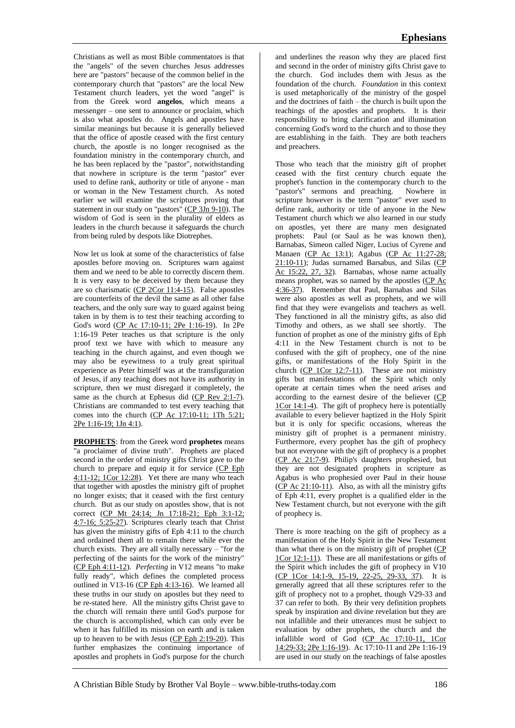Christians as well as most Bible commentators is that the "angels" of the seven churches Jesus addresses here are "pastors" because of the common belief in the contemporary church that "pastors" are the local New Testament church leaders, yet the word "angel" is from the Greek word **angelos**, which means a messenger – one sent to announce or proclaim, which is also what apostles do. Angels and apostles have similar meanings but because it is generally believed that the office of apostle ceased with the first century church, the apostle is no longer recognised as the foundation ministry in the contemporary church, and he has been replaced by the "pastor", notwithstanding that nowhere in scripture is the term "pastor" ever used to define rank, authority or title of anyone - man or woman in the New Testament church. As noted earlier we will examine the scriptures proving that statement in our study on "pastors" (CP 3Jn 9-10). The wisdom of God is seen in the plurality of elders as leaders in the church because it safeguards the church from being ruled by despots like Diotrephes.

Now let us look at some of the characteristics of false apostles before moving on. Scriptures warn against them and we need to be able to correctly discern them. It is very easy to be deceived by them because they are so charismatic (CP 2Cor 11:4-15). False apostles are counterfeits of the devil the same as all other false teachers, and the only sure way to guard against being taken in by them is to test their teaching according to God's word (CP Ac 17:10-11; 2Pe 1:16-19). In 2Pe 1:16-19 Peter teaches us that scripture is the only proof text we have with which to measure any teaching in the church against, and even though we may also be eyewitness to a truly great spiritual experience as Peter himself was at the transfiguration of Jesus, if any teaching does not have its authority in scripture, then we must disregard it completely, the same as the church at Ephesus did (CP Rev 2:1-7). Christians are commanded to test every teaching that comes into the church (CP Ac 17:10-11; 1Th 5:21; 2Pe 1:16-19; 1Jn 4:1).

**PROPHETS**: from the Greek word **prophetes** means "a proclaimer of divine truth". Prophets are placed second in the order of ministry gifts Christ gave to the church to prepare and equip it for service (CP Eph 4:11-12; 1Cor 12:28). Yet there are many who teach that together with apostles the ministry gift of prophet no longer exists; that it ceased with the first century church. But as our study on apostles show, that is not correct (CP Mt 24:14; Jn 17:18-21; Eph 3:1-12; 4:7-16; 5:25-27). Scriptures clearly teach that Christ has given the ministry gifts of Eph 4:11 to the church and ordained them all to remain there while ever the church exists. They are all vitally necessary – "for the perfecting of the saints for the work of the ministry" (CP Eph 4:11-12). *Perfecting* in V12 means "to make fully ready", which defines the completed process outlined in V13-16 (CP Eph 4:13-16). We learned all these truths in our study on apostles but they need to be re-stated here. All the ministry gifts Christ gave to the church will remain there until God's purpose for the church is accomplished, which can only ever be when it has fulfilled its mission on earth and is taken up to heaven to be with Jesus (CP Eph 2:19-20). This further emphasizes the continuing importance of apostles and prophets in God's purpose for the church and underlines the reason why they are placed first and second in the order of ministry gifts Christ gave to the church. God includes them with Jesus as the foundation of the church. *Foundation* in this context is used metaphorically of the ministry of the gospel and the doctrines of faith – the church is built upon the teachings of the apostles and prophets. It is their responsibility to bring clarification and illumination concerning God's word to the church and to those they are establishing in the faith. They are both teachers and preachers.

Those who teach that the ministry gift of prophet ceased with the first century church equate the prophet's function in the contemporary church to the "pastor's" sermons and preaching. Nowhere in scripture however is the term "pastor" ever used to define rank, authority or title of anyone in the New Testament church which we also learned in our study on apostles, yet there are many men designated prophets: Paul (or Saul as he was known then), Barnabas, Simeon called Niger, Lucius of Cyrene and Manaen (CP Ac 13:1); Agabus (CP Ac 11:27-28; 21:10-11); Judas surnamed Barsabus, and Silas (CP Ac 15:22, 27, 32). Barnabas, whose name actually means prophet, was so named by the apostles (CP Ac 4:36-37). Remember that Paul, Barnabas and Silas were also apostles as well as prophets, and we will find that they were evangelists and teachers as well. They functioned in all the ministry gifts, as also did Timothy and others, as we shall see shortly. The function of prophet as one of the ministry gifts of Eph 4:11 in the New Testament church is not to be confused with the gift of prophecy, one of the nine gifts, or manifestations of the Holy Spirit in the church (CP 1Cor 12:7-11). These are not ministry gifts but manifestations of the Spirit which only operate at certain times when the need arises and according to the earnest desire of the believer (CP 1Cor 14:1-4). The gift of prophecy here is potentially available to every believer baptized in the Holy Spirit but it is only for specific occasions, whereas the ministry gift of prophet is a permanent ministry. Furthermore, every prophet has the gift of prophecy but not everyone with the gift of prophecy is a prophet (CP Ac 21:7-9). Philip's daughters prophesied, but they are not designated prophets in scripture as Agabus is who prophesied over Paul in their house (CP Ac 21:10-11). Also, as with all the ministry gifts of Eph 4:11, every prophet is a qualified elder in the New Testament church, but not everyone with the gift of prophecy is.

There is more teaching on the gift of prophecy as a manifestation of the Holy Spirit in the New Testament than what there is on the ministry gift of prophet (CP 1Cor 12:1-11). These are all manifestations or gifts of the Spirit which includes the gift of prophecy in V10 (CP 1Cor 14:1-9, 15-19, 22-25, 29-33, 37). It is generally agreed that all these scriptures refer to the gift of prophecy not to a prophet, though V29-33 and 37 can refer to both. By their very definition prophets speak by inspiration and divine revelation but they are not infallible and their utterances must be subject to evaluation by other prophets, the church and the infallible word of God (CP Ac 17:10-11, 1Cor 14:29-33; 2Pe 1:16-19). Ac 17:10-11 and 2Pe 1:16-19 are used in our study on the teachings of false apostles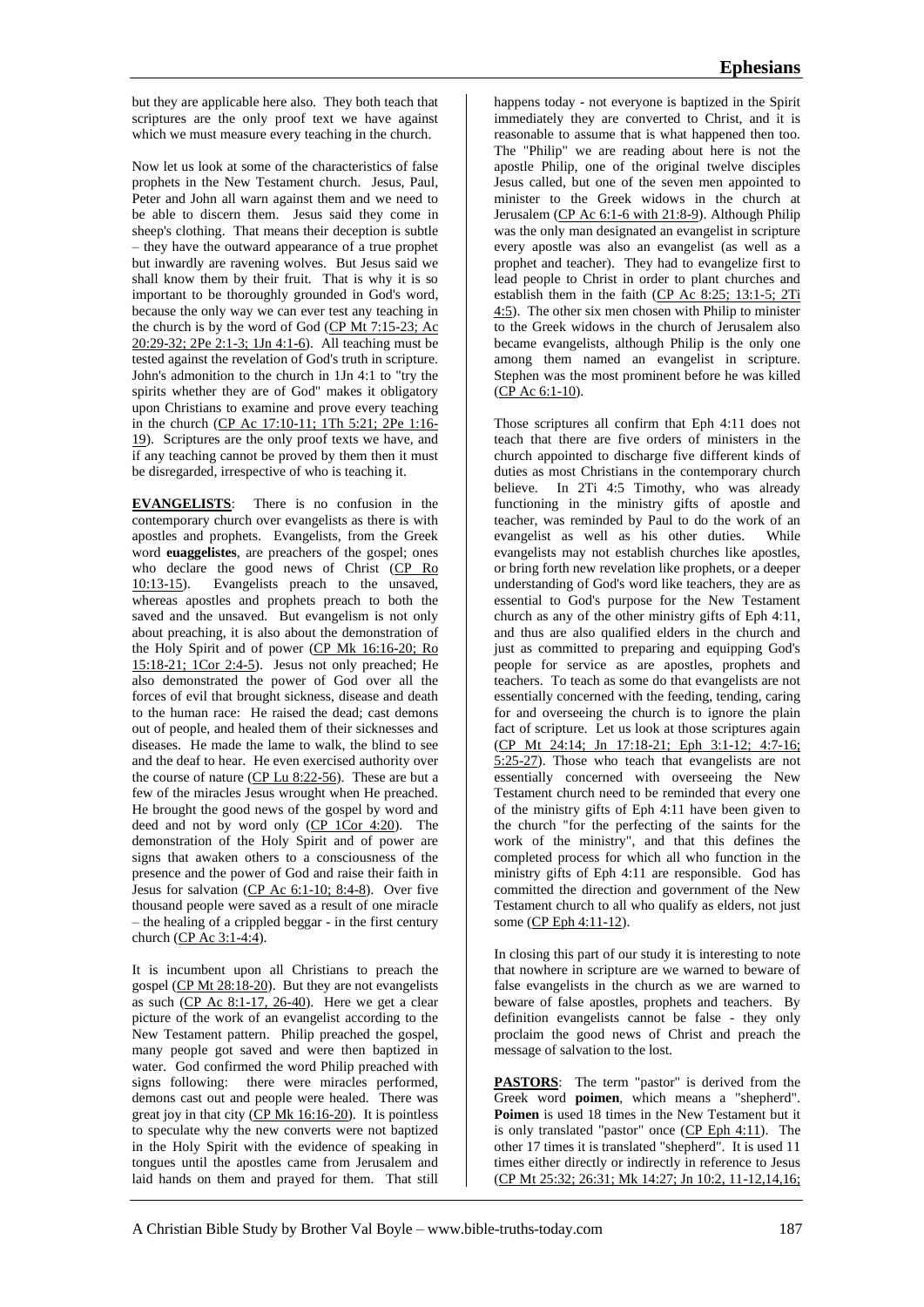but they are applicable here also. They both teach that scriptures are the only proof text we have against which we must measure every teaching in the church.

Now let us look at some of the characteristics of false prophets in the New Testament church. Jesus, Paul, Peter and John all warn against them and we need to be able to discern them. Jesus said they come in sheep's clothing. That means their deception is subtle – they have the outward appearance of a true prophet but inwardly are ravening wolves. But Jesus said we shall know them by their fruit. That is why it is so important to be thoroughly grounded in God's word, because the only way we can ever test any teaching in the church is by the word of God (CP Mt 7:15-23; Ac 20:29-32; 2Pe 2:1-3; 1Jn 4:1-6). All teaching must be tested against the revelation of God's truth in scripture. John's admonition to the church in 1Jn 4:1 to "try the spirits whether they are of God" makes it obligatory upon Christians to examine and prove every teaching in the church (CP Ac 17:10-11; 1Th 5:21; 2Pe 1:16-19). Scriptures are the only proof texts we have, and if any teaching cannot be proved by them then it must be disregarded, irrespective of who is teaching it.

**EVANGELISTS**: There is no confusion in the contemporary church over evangelists as there is with apostles and prophets. Evangelists, from the Greek word **euaggelistes**, are preachers of the gospel; ones who declare the good news of Christ (CP Ro 10:13-15). Evangelists preach to the unsaved, whereas apostles and prophets preach to both the saved and the unsaved. But evangelism is not only about preaching, it is also about the demonstration of the Holy Spirit and of power (CP Mk 16:16-20; Ro 15:18-21; 1Cor 2:4-5). Jesus not only preached; He also demonstrated the power of God over all the forces of evil that brought sickness, disease and death to the human race: He raised the dead; cast demons out of people, and healed them of their sicknesses and diseases. He made the lame to walk, the blind to see and the deaf to hear. He even exercised authority over the course of nature (CP Lu 8:22-56). These are but a few of the miracles Jesus wrought when He preached. He brought the good news of the gospel by word and deed and not by word only (CP 1Cor 4:20). The demonstration of the Holy Spirit and of power are signs that awaken others to a consciousness of the presence and the power of God and raise their faith in Jesus for salvation (CP Ac 6:1-10; 8:4-8). Over five thousand people were saved as a result of one miracle – the healing of a crippled beggar - in the first century church (CP Ac 3:1-4:4).

It is incumbent upon all Christians to preach the gospel (CP Mt 28:18-20). But they are not evangelists as such (CP Ac 8:1-17, 26-40). Here we get a clear picture of the work of an evangelist according to the New Testament pattern. Philip preached the gospel, many people got saved and were then baptized in water. God confirmed the word Philip preached with signs following: there were miracles performed, demons cast out and people were healed. There was great joy in that city (CP Mk 16:16-20). It is pointless to speculate why the new converts were not baptized in the Holy Spirit with the evidence of speaking in tongues until the apostles came from Jerusalem and laid hands on them and prayed for them. That still happens today - not everyone is baptized in the Spirit immediately they are converted to Christ, and it is reasonable to assume that is what happened then too. The "Philip" we are reading about here is not the apostle Philip, one of the original twelve disciples Jesus called, but one of the seven men appointed to minister to the Greek widows in the church at Jerusalem (CP Ac 6:1-6 with 21:8-9). Although Philip was the only man designated an evangelist in scripture every apostle was also an evangelist (as well as a prophet and teacher). They had to evangelize first to lead people to Christ in order to plant churches and establish them in the faith (CP Ac 8:25; 13:1-5; 2Ti 4:5). The other six men chosen with Philip to minister to the Greek widows in the church of Jerusalem also became evangelists, although Philip is the only one among them named an evangelist in scripture. Stephen was the most prominent before he was killed (CP Ac 6:1-10).

Those scriptures all confirm that Eph 4:11 does not teach that there are five orders of ministers in the church appointed to discharge five different kinds of duties as most Christians in the contemporary church believe. In 2Ti 4:5 Timothy, who was already functioning in the ministry gifts of apostle and teacher, was reminded by Paul to do the work of an evangelist as well as his other duties. While evangelists may not establish churches like apostles, or bring forth new revelation like prophets, or a deeper understanding of God's word like teachers, they are as essential to God's purpose for the New Testament church as any of the other ministry gifts of Eph 4:11, and thus are also qualified elders in the church and just as committed to preparing and equipping God's people for service as are apostles, prophets and teachers. To teach as some do that evangelists are not essentially concerned with the feeding, tending, caring for and overseeing the church is to ignore the plain fact of scripture. Let us look at those scriptures again (CP Mt 24:14; Jn 17:18-21; Eph 3:1-12; 4:7-16; 5:25-27). Those who teach that evangelists are not essentially concerned with overseeing the New Testament church need to be reminded that every one of the ministry gifts of Eph 4:11 have been given to the church "for the perfecting of the saints for the work of the ministry", and that this defines the completed process for which all who function in the ministry gifts of Eph 4:11 are responsible. God has committed the direction and government of the New Testament church to all who qualify as elders, not just some (CP Eph 4:11-12).

In closing this part of our study it is interesting to note that nowhere in scripture are we warned to beware of false evangelists in the church as we are warned to beware of false apostles, prophets and teachers. By definition evangelists cannot be false - they only proclaim the good news of Christ and preach the message of salvation to the lost.

**PASTORS**: The term "pastor" is derived from the Greek word **poimen**, which means a "shepherd". **Poimen** is used 18 times in the New Testament but it is only translated "pastor" once (CP Eph 4:11). The other 17 times it is translated "shepherd". It is used 11 times either directly or indirectly in reference to Jesus (CP Mt 25:32; 26:31; Mk 14:27; Jn 10:2, 11-12,14,16;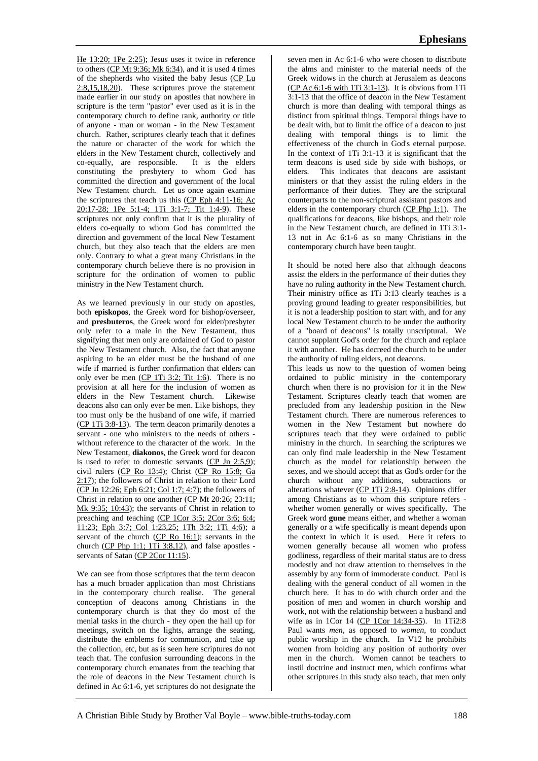He 13:20; 1Pe 2:25); Jesus uses it twice in reference to others (CP Mt 9:36; Mk 6:34), and it is used 4 times of the shepherds who visited the baby Jesus (CP Lu 2:8,15,18,20). These scriptures prove the statement made earlier in our study on apostles that nowhere in scripture is the term "pastor" ever used as it is in the contemporary church to define rank, authority or title of anyone - man or woman - in the New Testament church. Rather, scriptures clearly teach that it defines the nature or character of the work for which the elders in the New Testament church, collectively and co-equally, are responsible. It is the elders constituting the presbytery to whom God has committed the direction and government of the local New Testament church. Let us once again examine the scriptures that teach us this (CP Eph 4:11-16; Ac 20:17-28; 1Pe 5:1-4; 1Ti 3:1-7; Tit 1:4-9). These scriptures not only confirm that it is the plurality of elders co-equally to whom God has committed the direction and government of the local New Testament church, but they also teach that the elders are men only. Contrary to what a great many Christians in the contemporary church believe there is no provision in scripture for the ordination of women to public ministry in the New Testament church.

As we learned previously in our study on apostles, both **episkopos**, the Greek word for bishop/overseer, and **presbuteros**, the Greek word for elder/presbyter only refer to a male in the New Testament, thus signifying that men only are ordained of God to pastor the New Testament church. Also, the fact that anyone aspiring to be an elder must be the husband of one wife if married is further confirmation that elders can only ever be men (CP 1Ti 3:2; Tit 1:6). There is no provision at all here for the inclusion of women as elders in the New Testament church. Likewise deacons also can only ever be men. Like bishops, they too must only be the husband of one wife, if married (CP 1Ti 3:8-13). The term deacon primarily denotes a servant - one who ministers to the needs of others - without reference to the character of the work. In the New Testament, **diakonos**, the Greek word for deacon is used to refer to domestic servants (CP Jn 2:5,9); civil rulers (CP Ro 13:4); Christ (CP Ro 15:8; Ga 2:17); the followers of Christ in relation to their Lord (CP Jn 12:26; Eph 6:21; Col 1:7; 4:7); the followers of Christ in relation to one another (CP Mt 20:26; 23:11; Mk 9:35; 10:43); the servants of Christ in relation to preaching and teaching (CP 1Cor 3:5; 2Cor 3:6; 6:4; 11:23; Eph 3:7; Col 1:23,25; 1Th 3:2; 1Ti 4:6); a servant of the church (CP Ro 16:1); servants in the church (CP Php 1:1; 1Ti 3:8,12), and false apostles - servants of Satan (CP 2Cor 11:15).

We can see from those scriptures that the term deacon has a much broader application than most Christians in the contemporary church realise. The general conception of deacons among Christians in the contemporary church is that they do most of the menial tasks in the church - they open the hall up for meetings, switch on the lights, arrange the seating, distribute the emblems for communion, and take up the collection, etc, but as is seen here scriptures do not teach that. The confusion surrounding deacons in the contemporary church emanates from the teaching that the role of deacons in the New Testament church is defined in Ac 6:1-6, yet scriptures do not designate the seven men in Ac 6:1-6 who were chosen to distribute the alms and minister to the material needs of the Greek widows in the church at Jerusalem as deacons (CP Ac 6:1-6 with 1Ti 3:1-13). It is obvious from 1Ti 3:1-13 that the office of deacon in the New Testament church is more than dealing with temporal things as distinct from spiritual things. Temporal things have to be dealt with, but to limit the office of a deacon to just dealing with temporal things is to limit the effectiveness of the church in God's eternal purpose. In the context of 1Ti 3:1-13 it is significant that the term deacons is used side by side with bishops, or elders. This indicates that deacons are assistant ministers or that they assist the ruling elders in the performance of their duties. They are the scriptural counterparts to the non-scriptural assistant pastors and elders in the contemporary church (CP Php 1:1). The qualifications for deacons, like bishops, and their role in the New Testament church, are defined in 1Ti 3:1-13 not in Ac 6:1-6 as so many Christians in the contemporary church have been taught.

It should be noted here also that although deacons assist the elders in the performance of their duties they have no ruling authority in the New Testament church. Their ministry office as 1Ti 3:13 clearly teaches is a proving ground leading to greater responsibilities, but it is not a leadership position to start with, and for any local New Testament church to be under the authority of a "board of deacons" is totally unscriptural. We cannot supplant God's order for the church and replace it with another. He has decreed the church to be under the authority of ruling elders, not deacons.

This leads us now to the question of women being ordained to public ministry in the contemporary church when there is no provision for it in the New Testament. Scriptures clearly teach that women are precluded from any leadership position in the New Testament church. There are numerous references to women in the New Testament but nowhere do scriptures teach that they were ordained to public ministry in the church. In searching the scriptures we can only find male leadership in the New Testament church as the model for relationship between the sexes, and we should accept that as God's order for the church without any additions, subtractions or alterations whatever (CP 1Ti 2:8-14). Opinions differ among Christians as to whom this scripture refers - whether women generally or wives specifically. The Greek word **gune** means either, and whether a woman generally or a wife specifically is meant depends upon the context in which it is used. Here it refers to women generally because all women who profess godliness, regardless of their marital status are to dress modestly and not draw attention to themselves in the assembly by any form of immoderate conduct. Paul is dealing with the general conduct of all women in the church here. It has to do with church order and the position of men and women in church worship and work, not with the relationship between a husband and wife as in 1Cor 14 (CP 1Cor 14:34-35). In 1Ti2:8 Paul wants *men*, as opposed to *women*, to conduct public worship in the church. In V12 he prohibits women from holding any position of authority over men in the church. Women cannot be teachers to instil doctrine and instruct men, which confirms what other scriptures in this study also teach, that men only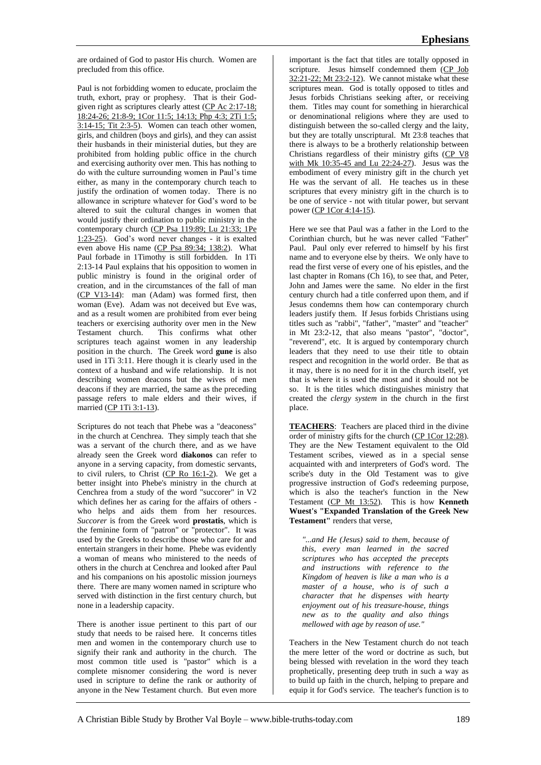are ordained of God to pastor His church. Women are precluded from this office.

Paul is not forbidding women to educate, proclaim the truth, exhort, pray or prophesy. That is their God-given right as scriptures clearly attest (CP Ac 2:17-18; 18:24-26; 21:8-9; 1Cor 11:5; 14:13; Php 4:3; 2Ti 1:5; 3:14-15; Tit 2:3-5). Women can teach other women, girls, and children (boys and girls), and they can assist their husbands in their ministerial duties, but they are prohibited from holding public office in the church and exercising authority over men. This has nothing to do with the culture surrounding women in Paul's time either, as many in the contemporary church teach to justify the ordination of women today. There is no allowance in scripture whatever for God's word to be altered to suit the cultural changes in women that would justify their ordination to public ministry in the contemporary church (CP Psa 119:89; Lu 21:33; 1Pe 1:23-25). God's word never changes - it is exalted even above His name (CP Psa 89:34; 138:2). What Paul forbade in 1Timothy is still forbidden. In 1Ti 2:13-14 Paul explains that his opposition to women in public ministry is found in the original order of creation, and in the circumstances of the fall of man (CP V13-14): man (Adam) was formed first, then woman (Eve). Adam was not deceived but Eve was, and as a result women are prohibited from ever being teachers or exercising authority over men in the New Testament church. This confirms what other scriptures teach against women in any leadership position in the church. The Greek word **gune** is also used in 1Ti 3:11. Here though it is clearly used in the context of a husband and wife relationship. It is not describing women deacons but the wives of men deacons if they are married, the same as the preceding passage refers to male elders and their wives, if married (CP 1Ti 3:1-13).

Scriptures do not teach that Phebe was a "deaconess" in the church at Cenchrea. They simply teach that she was a servant of the church there, and as we have already seen the Greek word **diakonos** can refer to anyone in a serving capacity, from domestic servants, to civil rulers, to Christ (CP Ro 16:1-2). We get a better insight into Phebe's ministry in the church at Cenchrea from a study of the word "succorer" in V2 which defines her as caring for the affairs of others - who helps and aids them from her resources. *Succorer* is from the Greek word **prostatis**, which is the feminine form of "patron" or "protector". It was used by the Greeks to describe those who care for and entertain strangers in their home. Phebe was evidently a woman of means who ministered to the needs of others in the church at Cenchrea and looked after Paul and his companions on his apostolic mission journeys there. There are many women named in scripture who served with distinction in the first century church, but none in a leadership capacity.

There is another issue pertinent to this part of our study that needs to be raised here. It concerns titles men and women in the contemporary church use to signify their rank and authority in the church. The most common title used is "pastor" which is a complete misnomer considering the word is never used in scripture to define the rank or authority of anyone in the New Testament church. But even more important is the fact that titles are totally opposed in scripture. Jesus himself condemned them (CP Job 32:21-22; Mt 23:2-12). We cannot mistake what these scriptures mean. God is totally opposed to titles and Jesus forbids Christians seeking after, or receiving them. Titles may count for something in hierarchical or denominational religions where they are used to distinguish between the so-called clergy and the laity, but they are totally unscriptural. Mt 23:8 teaches that there is always to be a brotherly relationship between Christians regardless of their ministry gifts (CP V8 with Mk 10:35-45 and Lu 22:24-27). Jesus was the embodiment of every ministry gift in the church yet He was the servant of all. He teaches us in these scriptures that every ministry gift in the church is to be one of service - not with titular power, but servant power (CP 1Cor 4:14-15).

Here we see that Paul was a father in the Lord to the Corinthian church, but he was never called "Father" Paul. Paul only ever referred to himself by his first name and to everyone else by theirs. We only have to read the first verse of every one of his epistles, and the last chapter in Romans (Ch 16), to see that, and Peter, John and James were the same. No elder in the first century church had a title conferred upon them, and if Jesus condemns them how can contemporary church leaders justify them. If Jesus forbids Christians using titles such as "rabbi", "father", "master" and "teacher" in Mt 23:2-12, that also means "pastor", "doctor", "reverend", etc. It is argued by contemporary church leaders that they need to use their title to obtain respect and recognition in the world order. Be that as it may, there is no need for it in the church itself, yet that is where it is used the most and it should not be so. It is the titles which distinguishes ministry that created the *clergy system* in the church in the first place.

**TEACHERS**: Teachers are placed third in the divine order of ministry gifts for the church (CP 1Cor 12:28). They are the New Testament equivalent to the Old Testament scribes, viewed as in a special sense acquainted with and interpreters of God's word. The scribe's duty in the Old Testament was to give progressive instruction of God's redeeming purpose, which is also the teacher's function in the New Testament (CP Mt 13:52). This is how **Kenneth Wuest's "Expanded Translation of the Greek New Testament"** renders that verse,

> *"...and He (Jesus) said to them, because of this, every man learned in the sacred scriptures who has accepted the precepts and instructions with reference to the Kingdom of heaven is like a man who is a master of a house, who is of such a character that he dispenses with hearty enjoyment out of his treasure-house, things new as to the quality and also things mellowed with age by reason of use."*

Teachers in the New Testament church do not teach the mere letter of the word or doctrine as such, but being blessed with revelation in the word they teach prophetically, presenting deep truth in such a way as to build up faith in the church, helping to prepare and equip it for God's service. The teacher's function is to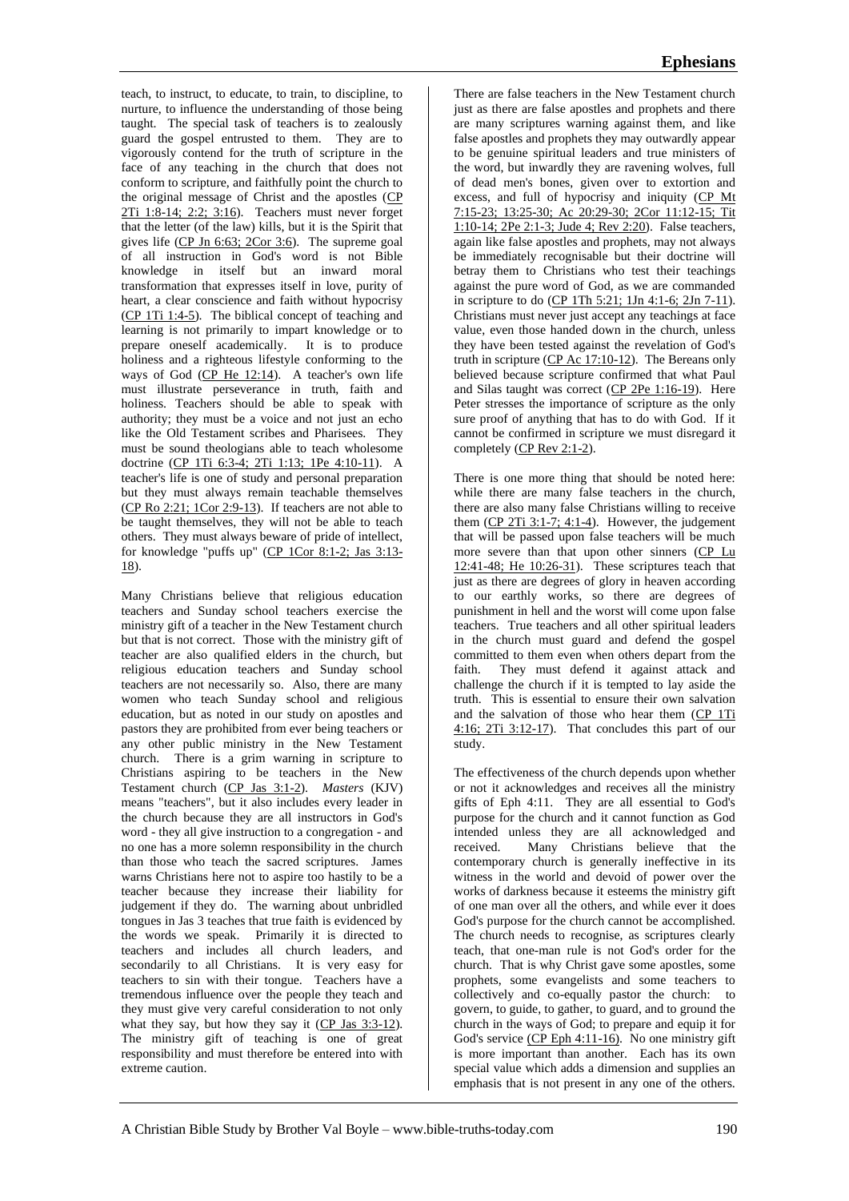teach, to instruct, to educate, to train, to discipline, to nurture, to influence the understanding of those being taught. The special task of teachers is to zealously guard the gospel entrusted to them. They are to vigorously contend for the truth of scripture in the face of any teaching in the church that does not conform to scripture, and faithfully point the church to the original message of Christ and the apostles (CP 2Ti 1:8-14; 2:2; 3:16). Teachers must never forget that the letter (of the law) kills, but it is the Spirit that gives life (CP Jn 6:63; 2Cor 3:6). The supreme goal of all instruction in God's word is not Bible knowledge in itself but an inward moral transformation that expresses itself in love, purity of heart, a clear conscience and faith without hypocrisy (CP 1Ti 1:4-5). The biblical concept of teaching and learning is not primarily to impart knowledge or to prepare oneself academically. It is to produce holiness and a righteous lifestyle conforming to the ways of God (CP He 12:14). A teacher's own life must illustrate perseverance in truth, faith and holiness. Teachers should be able to speak with authority; they must be a voice and not just an echo like the Old Testament scribes and Pharisees. They must be sound theologians able to teach wholesome doctrine (CP 1Ti 6:3-4; 2Ti 1:13; 1Pe 4:10-11). A teacher's life is one of study and personal preparation but they must always remain teachable themselves (CP Ro 2:21; 1Cor 2:9-13). If teachers are not able to be taught themselves, they will not be able to teach others. They must always beware of pride of intellect, for knowledge "puffs up" (CP 1Cor 8:1-2; Jas 3:13-18).

Many Christians believe that religious education teachers and Sunday school teachers exercise the ministry gift of a teacher in the New Testament church but that is not correct. Those with the ministry gift of teacher are also qualified elders in the church, but religious education teachers and Sunday school teachers are not necessarily so. Also, there are many women who teach Sunday school and religious education, but as noted in our study on apostles and pastors they are prohibited from ever being teachers or any other public ministry in the New Testament church. There is a grim warning in scripture to Christians aspiring to be teachers in the New Testament church (CP Jas 3:1-2). *Masters* (KJV) means "teachers", but it also includes every leader in the church because they are all instructors in God's word - they all give instruction to a congregation - and no one has a more solemn responsibility in the church than those who teach the sacred scriptures. James warns Christians here not to aspire too hastily to be a teacher because they increase their liability for judgement if they do. The warning about unbridled tongues in Jas 3 teaches that true faith is evidenced by the words we speak. Primarily it is directed to teachers and includes all church leaders, and secondarily to all Christians. It is very easy for teachers to sin with their tongue. Teachers have a tremendous influence over the people they teach and they must give very careful consideration to not only what they say, but how they say it (CP Jas 3:3-12). The ministry gift of teaching is one of great responsibility and must therefore be entered into with extreme caution.

There are false teachers in the New Testament church just as there are false apostles and prophets and there are many scriptures warning against them, and like false apostles and prophets they may outwardly appear to be genuine spiritual leaders and true ministers of the word, but inwardly they are ravening wolves, full of dead men's bones, given over to extortion and excess, and full of hypocrisy and iniquity (CP Mt 7:15-23; 13:25-30; Ac 20:29-30; 2Cor 11:12-15; Tit 1:10-14; 2Pe 2:1-3; Jude 4; Rev 2:20). False teachers, again like false apostles and prophets, may not always be immediately recognisable but their doctrine will betray them to Christians who test their teachings against the pure word of God, as we are commanded in scripture to do (CP 1Th 5:21; 1Jn 4:1-6; 2Jn 7-11). Christians must never just accept any teachings at face value, even those handed down in the church, unless they have been tested against the revelation of God's truth in scripture (CP Ac 17:10-12). The Bereans only believed because scripture confirmed that what Paul and Silas taught was correct (CP 2Pe 1:16-19). Here Peter stresses the importance of scripture as the only sure proof of anything that has to do with God. If it cannot be confirmed in scripture we must disregard it completely (CP Rev 2:1-2).

There is one more thing that should be noted here: while there are many false teachers in the church, there are also many false Christians willing to receive them (CP 2Ti 3:1-7; 4:1-4). However, the judgement that will be passed upon false teachers will be much more severe than that upon other sinners (CP Lu 12:41-48; He 10:26-31). These scriptures teach that just as there are degrees of glory in heaven according to our earthly works, so there are degrees of punishment in hell and the worst will come upon false teachers. True teachers and all other spiritual leaders in the church must guard and defend the gospel committed to them even when others depart from the faith. They must defend it against attack and challenge the church if it is tempted to lay aside the truth. This is essential to ensure their own salvation and the salvation of those who hear them (CP 1Ti 4:16; 2Ti 3:12-17). That concludes this part of our study.

The effectiveness of the church depends upon whether or not it acknowledges and receives all the ministry gifts of Eph 4:11. They are all essential to God's purpose for the church and it cannot function as God intended unless they are all acknowledged and received. Many Christians believe that the contemporary church is generally ineffective in its witness in the world and devoid of power over the works of darkness because it esteems the ministry gift of one man over all the others, and while ever it does God's purpose for the church cannot be accomplished. The church needs to recognise, as scriptures clearly teach, that one-man rule is not God's order for the church. That is why Christ gave some apostles, some prophets, some evangelists and some teachers to collectively and co-equally pastor the church: to govern, to guide, to gather, to guard, and to ground the church in the ways of God; to prepare and equip it for God's service (CP Eph 4:11-16). No one ministry gift is more important than another. Each has its own special value which adds a dimension and supplies an emphasis that is not present in any one of the others.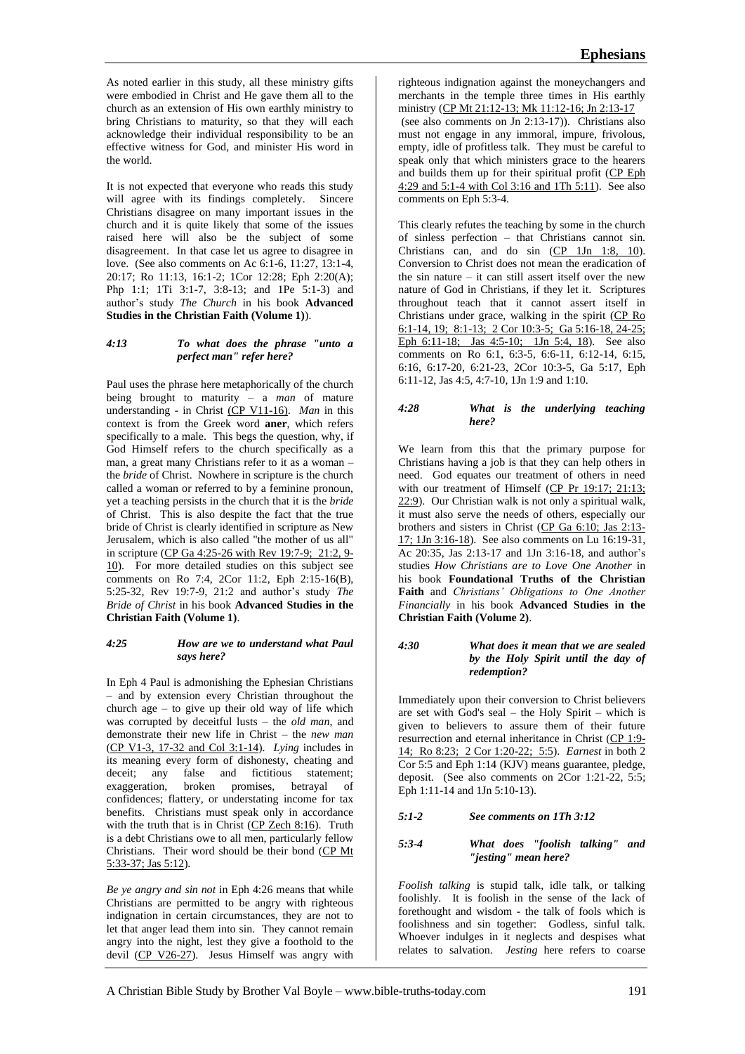As noted earlier in this study, all these ministry gifts were embodied in Christ and He gave them all to the church as an extension of His own earthly ministry to bring Christians to maturity, so that they will each acknowledge their individual responsibility to be an effective witness for God, and minister His word in the world.

It is not expected that everyone who reads this study will agree with its findings completely. Sincere Christians disagree on many important issues in the church and it is quite likely that some of the issues raised here will also be the subject of some disagreement. In that case let us agree to disagree in love. (See also comments on Ac 6:1-6, 11:27, 13:1-4, 20:17; Ro 11:13, 16:1-2; 1Cor 12:28; Eph 2:20(A); Php 1:1; 1Ti 3:1-7, 3:8-13; and 1Pe 5:1-3) and author's study *The Church* in his book **Advanced Studies in the Christian Faith (Volume 1)**).

#### *4:13 To what does the phrase "unto a perfect man" refer here?*

Paul uses the phrase here metaphorically of the church being brought to maturity – a *man* of mature understanding - in Christ (CP V11-16). *Man* in this context is from the Greek word **aner**, which refers specifically to a male. This begs the question, why, if God Himself refers to the church specifically as a man, a great many Christians refer to it as a woman – the *bride* of Christ. Nowhere in scripture is the church called a woman or referred to by a feminine pronoun, yet a teaching persists in the church that it is the *bride* of Christ. This is also despite the fact that the true bride of Christ is clearly identified in scripture as New Jerusalem, which is also called "the mother of us all" in scripture (CP Ga 4:25-26 with Rev 19:7-9; 21:2, 9-10). For more detailed studies on this subject see comments on Ro 7:4, 2Cor 11:2, Eph 2:15-16(B), 5:25-32, Rev 19:7-9, 21:2 and author's study *The Bride of Christ* in his book **Advanced Studies in the Christian Faith (Volume 1)**.

#### *4:25 How are we to understand what Paul says here?*

In Eph 4 Paul is admonishing the Ephesian Christians – and by extension every Christian throughout the church age – to give up their old way of life which was corrupted by deceitful lusts – the *old man*, and demonstrate their new life in Christ – the *new man* (CP V1-3, 17-32 and Col 3:1-14). *Lying* includes in its meaning every form of dishonesty, cheating and deceit; any false and fictitious statement; exaggeration, broken promises, betrayal of confidences; flattery, or understating income for tax benefits. Christians must speak only in accordance with the truth that is in Christ (CP Zech 8:16). Truth is a debt Christians owe to all men, particularly fellow Christians. Their word should be their bond (CP Mt 5:33-37; Jas 5:12).

*Be ye angry and sin not* in Eph 4:26 means that while Christians are permitted to be angry with righteous indignation in certain circumstances, they are not to let that anger lead them into sin. They cannot remain angry into the night, lest they give a foothold to the devil (CP V26-27). Jesus Himself was angry with righteous indignation against the moneychangers and merchants in the temple three times in His earthly ministry (CP Mt 21:12-13; Mk 11:12-16; Jn 2:13-17 (see also comments on Jn 2:13-17)). Christians also must not engage in any immoral, impure, frivolous, empty, idle of profitless talk. They must be careful to speak only that which ministers grace to the hearers and builds them up for their spiritual profit (CP Eph 4:29 and 5:1-4 with Col 3:16 and 1Th 5:11). See also comments on Eph 5:3-4.

This clearly refutes the teaching by some in the church of sinless perfection – that Christians cannot sin. Christians can, and do sin (CP 1Jn 1:8, 10). Conversion to Christ does not mean the eradication of the sin nature – it can still assert itself over the new nature of God in Christians, if they let it. Scriptures throughout teach that it cannot assert itself in Christians under grace, walking in the spirit (CP Ro 6:1-14, 19; 8:1-13; 2 Cor 10:3-5; Ga 5:16-18, 24-25; Eph 6:11-18; Jas 4:5-10; 1Jn 5:4, 18). See also comments on Ro 6:1, 6:3-5, 6:6-11, 6:12-14, 6:15, 6:16, 6:17-20, 6:21-23, 2Cor 10:3-5, Ga 5:17, Eph 6:11-12, Jas 4:5, 4:7-10, 1Jn 1:9 and 1:10.

#### *4:28 What is the underlying teaching here?*

We learn from this that the primary purpose for Christians having a job is that they can help others in need. God equates our treatment of others in need with our treatment of Himself (CP Pr 19:17; 21:13; 22:9). Our Christian walk is not only a spiritual walk, it must also serve the needs of others, especially our brothers and sisters in Christ (CP Ga 6:10; Jas 2:13-17; 1Jn 3:16-18). See also comments on Lu 16:19-31, Ac 20:35, Jas 2:13-17 and 1Jn 3:16-18, and author's studies *How Christians are to Love One Another* in his book **Foundational Truths of the Christian Faith** and *Christians' Obligations to One Another Financially* in his book **Advanced Studies in the Christian Faith (Volume 2)**.

#### *4:30 What does it mean that we are sealed by the Holy Spirit until the day of redemption?*

Immediately upon their conversion to Christ believers are set with God's seal – the Holy Spirit – which is given to believers to assure them of their future resurrection and eternal inheritance in Christ (CP 1:9-14; Ro 8:23; 2 Cor 1:20-22; 5:5). *Earnest* in both 2 Cor 5:5 and Eph 1:14 (KJV) means guarantee, pledge, deposit. (See also comments on 2Cor 1:21-22, 5:5; Eph 1:11-14 and 1Jn 5:10-13).

#### *5:1-2 See comments on 1Th 3:12*

#### *5:3-4 What does "foolish talking" and "jesting" mean here?*

*Foolish talking* is stupid talk, idle talk, or talking foolishly. It is foolish in the sense of the lack of forethought and wisdom - the talk of fools which is foolishness and sin together: Godless, sinful talk. Whoever indulges in it neglects and despises what relates to salvation. *Jesting* here refers to coarse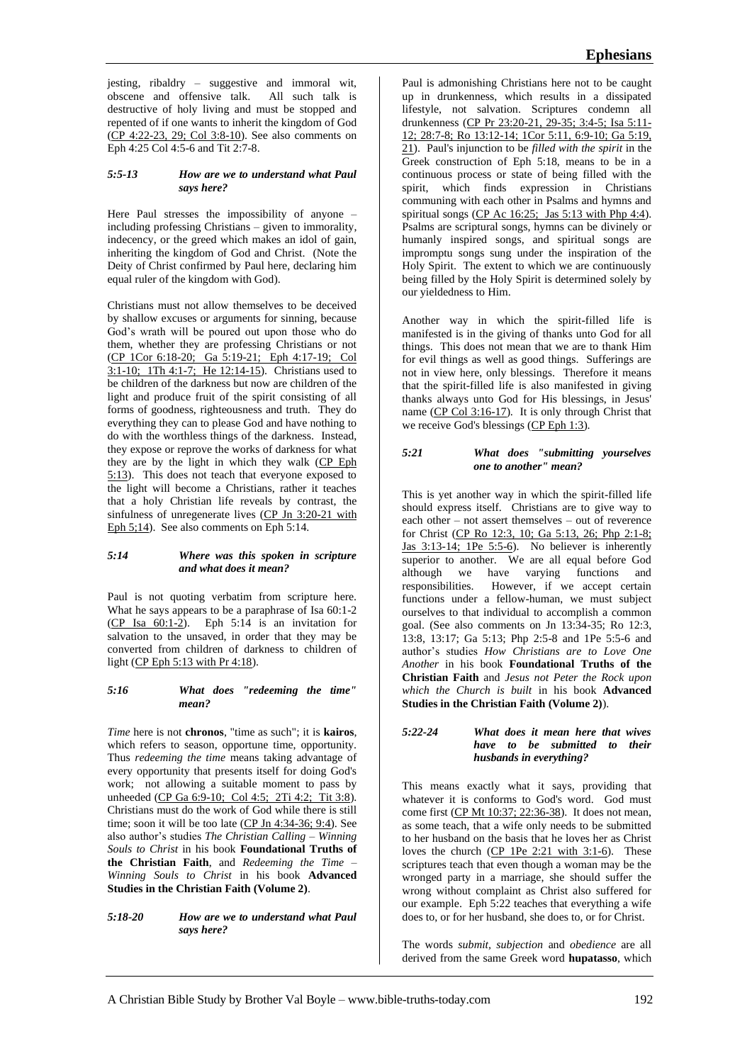jesting, ribaldry – suggestive and immoral wit, obscene and offensive talk. All such talk is destructive of holy living and must be stopped and repented of if one wants to inherit the kingdom of God (CP 4:22-23, 29; Col 3:8-10). See also comments on Eph 4:25 Col 4:5-6 and Tit 2:7-8.

### *5:5-13 How are we to understand what Paul says here?*

Here Paul stresses the impossibility of anyone – including professing Christians – given to immorality, indecency, or the greed which makes an idol of gain, inheriting the kingdom of God and Christ. (Note the Deity of Christ confirmed by Paul here, declaring him equal ruler of the kingdom with God).

Christians must not allow themselves to be deceived by shallow excuses or arguments for sinning, because God's wrath will be poured out upon those who do them, whether they are professing Christians or not (CP 1Cor 6:18-20; Ga 5:19-21; Eph 4:17-19; Col 3:1-10; 1Th 4:1-7; He 12:14-15). Christians used to be children of the darkness but now are children of the light and produce fruit of the spirit consisting of all forms of goodness, righteousness and truth. They do everything they can to please God and have nothing to do with the worthless things of the darkness. Instead, they expose or reprove the works of darkness for what they are by the light in which they walk (CP Eph 5:13). This does not teach that everyone exposed to the light will become a Christians, rather it teaches that a holy Christian life reveals by contrast, the sinfulness of unregenerate lives (CP Jn 3:20-21 with Eph 5;14). See also comments on Eph 5:14.

### *5:14 Where was this spoken in scripture and what does it mean?*

Paul is not quoting verbatim from scripture here. What he says appears to be a paraphrase of Isa 60:1-2 (CP Isa 60:1-2). Eph 5:14 is an invitation for salvation to the unsaved, in order that they may be converted from children of darkness to children of light (CP Eph 5:13 with Pr 4:18).

### *5:16 What does "redeeming the time" mean?*

*Time* here is not **chronos**, "time as such"; it is **kairos**, which refers to season, opportune time, opportunity. Thus *redeeming the time* means taking advantage of every opportunity that presents itself for doing God's work; not allowing a suitable moment to pass by unheeded (CP Ga 6:9-10; Col 4:5; 2Ti 4:2; Tit 3:8). Christians must do the work of God while there is still time; soon it will be too late (CP Jn 4:34-36; 9:4). See also author's studies *The Christian Calling – Winning Souls to Christ* in his book **Foundational Truths of the Christian Faith**, and *Redeeming the Time – Winning Souls to Christ* in his book **Advanced Studies in the Christian Faith (Volume 2)**.

### *5:18-20 How are we to understand what Paul says here?*

Paul is admonishing Christians here not to be caught up in drunkenness, which results in a dissipated lifestyle, not salvation. Scriptures condemn all drunkenness (CP Pr 23:20-21, 29-35; 3:4-5; Isa 5:11-12; 28:7-8; Ro 13:12-14; 1Cor 5:11, 6:9-10; Ga 5:19, 21). Paul's injunction to be *filled with the spirit* in the Greek construction of Eph 5:18, means to be in a continuous process or state of being filled with the spirit, which finds expression in Christians communing with each other in Psalms and hymns and spiritual songs (CP Ac 16:25; Jas 5:13 with Php 4:4). Psalms are scriptural songs, hymns can be divinely or humanly inspired songs, and spiritual songs are impromptu songs sung under the inspiration of the Holy Spirit. The extent to which we are continuously being filled by the Holy Spirit is determined solely by our yieldedness to Him.

Another way in which the spirit-filled life is manifested is in the giving of thanks unto God for all things. This does not mean that we are to thank Him for evil things as well as good things. Sufferings are not in view here, only blessings. Therefore it means that the spirit-filled life is also manifested in giving thanks always unto God for His blessings, in Jesus' name (CP Col 3:16-17). It is only through Christ that we receive God's blessings (CP Eph 1:3).

### *5:21 What does "submitting yourselves one to another" mean?*

This is yet another way in which the spirit-filled life should express itself. Christians are to give way to each other – not assert themselves – out of reverence for Christ (CP Ro 12:3, 10; Ga 5:13, 26; Php 2:1-8; Jas 3:13-14; 1Pe 5:5-6). No believer is inherently superior to another. We are all equal before God although we have varying functions and responsibilities. However, if we accept certain functions under a fellow-human, we must subject ourselves to that individual to accomplish a common goal. (See also comments on Jn 13:34-35; Ro 12:3, 13:8, 13:17; Ga 5:13; Php 2:5-8 and 1Pe 5:5-6 and author's studies *How Christians are to Love One Another* in his book **Foundational Truths of the Christian Faith** and *Jesus not Peter the Rock upon which the Church is built* in his book **Advanced Studies in the Christian Faith (Volume 2)**).

### *5:22-24 What does it mean here that wives have to be submitted to their husbands in everything?*

This means exactly what it says, providing that whatever it is conforms to God's word. God must come first (CP Mt 10:37; 22:36-38). It does not mean, as some teach, that a wife only needs to be submitted to her husband on the basis that he loves her as Christ loves the church (CP 1Pe 2:21 with 3:1-6). These scriptures teach that even though a woman may be the wronged party in a marriage, she should suffer the wrong without complaint as Christ also suffered for our example. Eph 5:22 teaches that everything a wife does to, or for her husband, she does to, or for Christ.

The words *submit, subjection* and *obedience* are all derived from the same Greek word **hupatasso**, which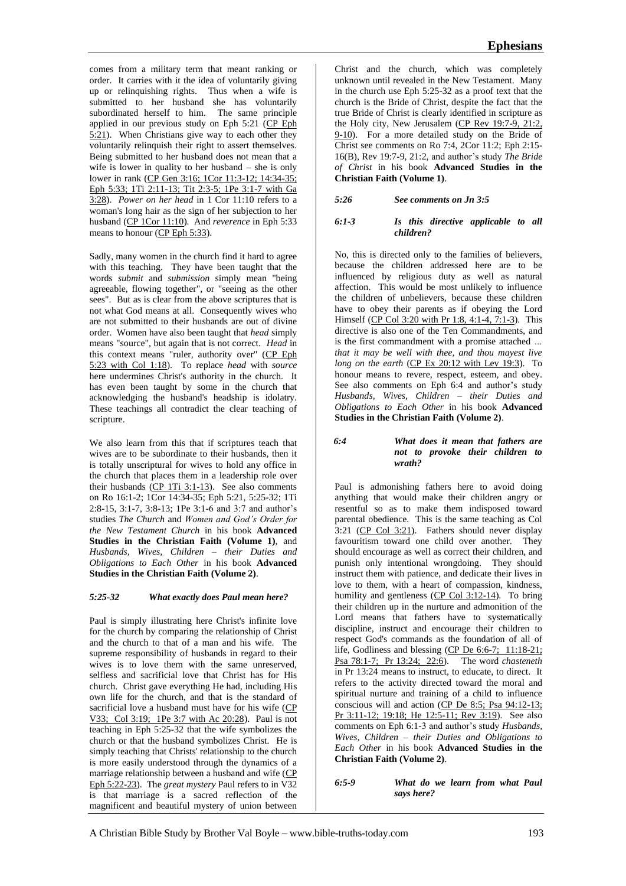comes from a military term that meant ranking or order. It carries with it the idea of voluntarily giving up or relinquishing rights. Thus when a wife is submitted to her husband she has voluntarily subordinated herself to him. The same principle applied in our previous study on Eph 5:21 (CP Eph 5:21). When Christians give way to each other they voluntarily relinquish their right to assert themselves. Being submitted to her husband does not mean that a wife is lower in quality to her husband – she is only lower in rank (CP Gen 3:16; 1Cor 11:3-12; 14:34-35; Eph 5:33; 1Ti 2:11-13; Tit 2:3-5; 1Pe 3:1-7 with Ga 3:28). *Power on her head* in 1 Cor 11:10 refers to a woman's long hair as the sign of her subjection to her husband (CP 1Cor 11:10). And *reverence* in Eph 5:33 means to honour (CP Eph 5:33).

Sadly, many women in the church find it hard to agree with this teaching. They have been taught that the words *submit* and *submission* simply mean "being agreeable, flowing together", or "seeing as the other sees". But as is clear from the above scriptures that is not what God means at all. Consequently wives who are not submitted to their husbands are out of divine order. Women have also been taught that *head* simply means "source", but again that is not correct. *Head* in this context means "ruler, authority over" (CP Eph 5:23 with Col 1:18). To replace *head* with *source* here undermines Christ's authority in the church. It has even been taught by some in the church that acknowledging the husband's headship is idolatry. These teachings all contradict the clear teaching of scripture.

We also learn from this that if scriptures teach that wives are to be subordinate to their husbands, then it is totally unscriptural for wives to hold any office in the church that places them in a leadership role over their husbands (CP 1Ti 3:1-13). See also comments on Ro 16:1-2; 1Cor 14:34-35; Eph 5:21, 5:25-32; 1Ti 2:8-15, 3:1-7, 3:8-13; 1Pe 3:1-6 and 3:7 and author's studies *The Church* and *Women and God's Order for the New Testament Church* in his book **Advanced Studies in the Christian Faith (Volume 1)**, and *Husbands, Wives, Children – their Duties and Obligations to Each Other* in his book **Advanced Studies in the Christian Faith (Volume 2)**.

***5:25-32 What exactly does Paul mean here?***

Paul is simply illustrating here Christ's infinite love for the church by comparing the relationship of Christ and the church to that of a man and his wife. The supreme responsibility of husbands in regard to their wives is to love them with the same unreserved, selfless and sacrificial love that Christ has for His church. Christ gave everything He had, including His own life for the church, and that is the standard of sacrificial love a husband must have for his wife (CP V33; Col 3:19; 1Pe 3:7 with Ac 20:28). Paul is not teaching in Eph 5:25-32 that the wife symbolizes the church or that the husband symbolizes Christ. He is simply teaching that Christs' relationship to the church is more easily understood through the dynamics of a marriage relationship between a husband and wife (CP Eph 5:22-23). The *great mystery* Paul refers to in V32 is that marriage is a sacred reflection of the magnificent and beautiful mystery of union between Christ and the church, which was completely unknown until revealed in the New Testament. Many in the church use Eph 5:25-32 as a proof text that the church is the Bride of Christ, despite the fact that the true Bride of Christ is clearly identified in scripture as the Holy city, New Jerusalem (CP Rev 19:7-9, 21:2, 9-10). For a more detailed study on the Bride of Christ see comments on Ro 7:4, 2Cor 11:2; Eph 2:15-16(B), Rev 19:7-9, 21:2, and author's study *The Bride of Christ* in his book **Advanced Studies in the Christian Faith (Volume 1)**.

***5:26 See comments on Jn 3:5***

***6:1-3 Is this directive applicable to all children?***

No, this is directed only to the families of believers, because the children addressed here are to be influenced by religious duty as well as natural affection. This would be most unlikely to influence the children of unbelievers, because these children have to obey their parents as if obeying the Lord Himself (CP Col 3:20 with Pr 1:8, 4:1-4, 7:1-3). This directive is also one of the Ten Commandments, and is the first commandment with a promise attached ... *that it may be well with thee, and thou mayest live long on the earth* (CP Ex 20:12 with Lev 19:3). To honour means to revere, respect, esteem, and obey. See also comments on Eph 6:4 and author's study *Husbands, Wives, Children – their Duties and Obligations to Each Other* in his book **Advanced Studies in the Christian Faith (Volume 2)**.

***6:4 What does it mean that fathers are not to provoke their children to wrath?***

Paul is admonishing fathers here to avoid doing anything that would make their children angry or resentful so as to make them indisposed toward parental obedience. This is the same teaching as Col 3:21 (CP Col 3:21). Fathers should never display favouritism toward one child over another. They should encourage as well as correct their children, and punish only intentional wrongdoing. They should instruct them with patience, and dedicate their lives in love to them, with a heart of compassion, kindness, humility and gentleness (CP Col 3:12-14). To bring their children up in the nurture and admonition of the Lord means that fathers have to systematically discipline, instruct and encourage their children to respect God's commands as the foundation of all of life, Godliness and blessing (CP De 6:6-7; 11:18-21; Psa 78:1-7; Pr 13:24; 22:6). The word *chasteneth* in Pr 13:24 means to instruct, to educate, to direct. It refers to the activity directed toward the moral and spiritual nurture and training of a child to influence conscious will and action (CP De 8:5; Psa 94:12-13; Pr 3:11-12; 19:18; He 12:5-11; Rev 3:19). See also comments on Eph 6:1-3 and author's study *Husbands, Wives, Children – their Duties and Obligations to Each Other* in his book **Advanced Studies in the Christian Faith (Volume 2)**.

***6:5-9 What do we learn from what Paul says here?***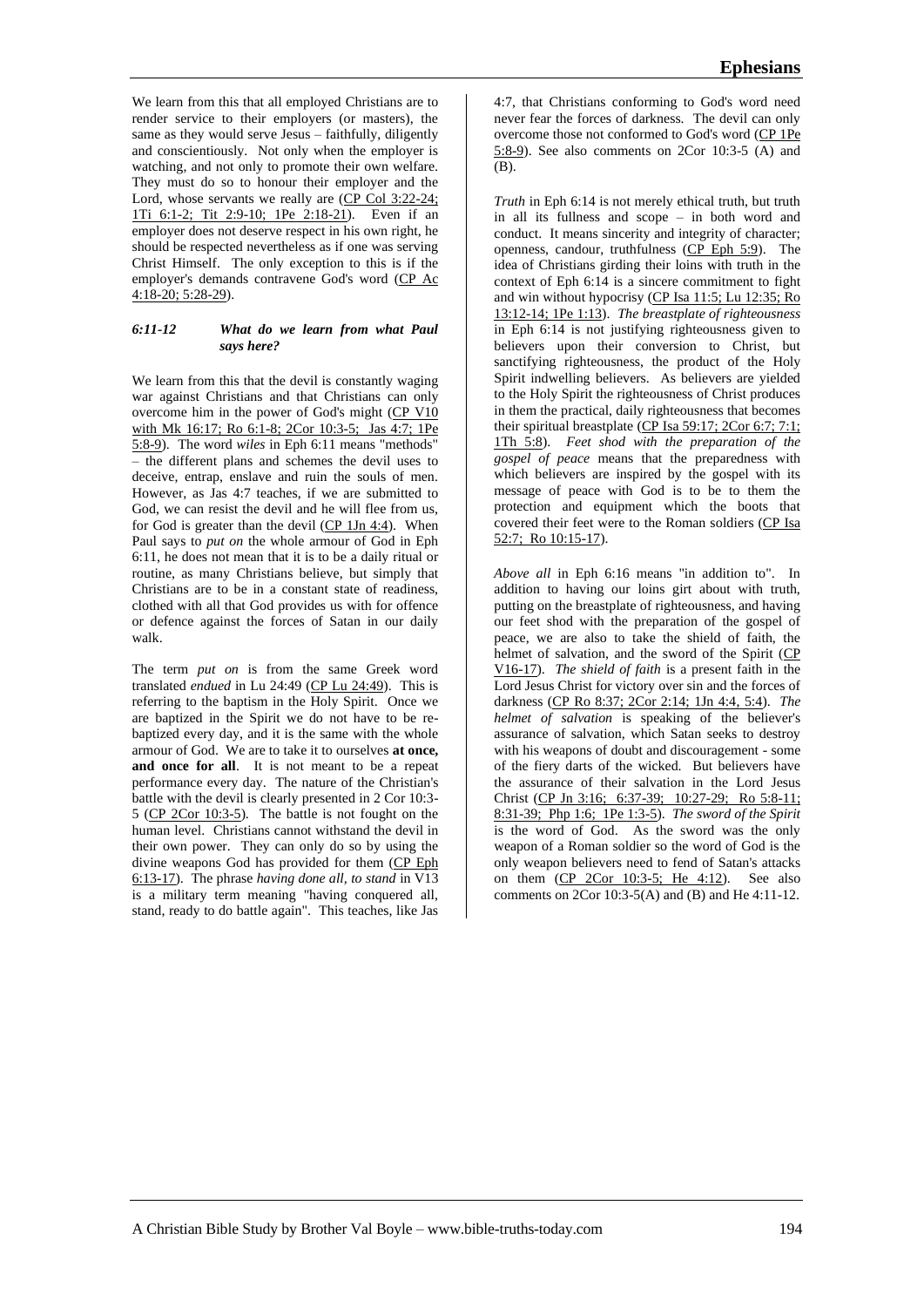We learn from this that all employed Christians are to render service to their employers (or masters), the same as they would serve Jesus – faithfully, diligently and conscientiously. Not only when the employer is watching, and not only to promote their own welfare. They must do so to honour their employer and the Lord, whose servants we really are (CP Col 3:22-24; 1Ti 6:1-2; Tit 2:9-10; 1Pe 2:18-21). Even if an employer does not deserve respect in his own right, he should be respected nevertheless as if one was serving Christ Himself. The only exception to this is if the employer's demands contravene God's word (CP Ac 4:18-20; 5:28-29).

### *6:11-12 What do we learn from what Paul says here?*

We learn from this that the devil is constantly waging war against Christians and that Christians can only overcome him in the power of God's might (CP V10 with Mk 16:17; Ro 6:1-8; 2Cor 10:3-5; Jas 4:7; 1Pe 5:8-9). The word *wiles* in Eph 6:11 means "methods" – the different plans and schemes the devil uses to deceive, entrap, enslave and ruin the souls of men. However, as Jas 4:7 teaches, if we are submitted to God, we can resist the devil and he will flee from us, for God is greater than the devil (CP 1Jn 4:4). When Paul says to *put on* the whole armour of God in Eph 6:11, he does not mean that it is to be a daily ritual or routine, as many Christians believe, but simply that Christians are to be in a constant state of readiness, clothed with all that God provides us with for offence or defence against the forces of Satan in our daily walk.

The term *put on* is from the same Greek word translated *endued* in Lu 24:49 (CP Lu 24:49). This is referring to the baptism in the Holy Spirit. Once we are baptized in the Spirit we do not have to be re-baptized every day, and it is the same with the whole armour of God. We are to take it to ourselves **at once, and once for all**. It is not meant to be a repeat performance every day. The nature of the Christian's battle with the devil is clearly presented in 2 Cor 10:3-5 (CP 2Cor 10:3-5). The battle is not fought on the human level. Christians cannot withstand the devil in their own power. They can only do so by using the divine weapons God has provided for them (CP Eph 6:13-17). The phrase *having done all, to stand* in V13 is a military term meaning "having conquered all, stand, ready to do battle again". This teaches, like Jas 4:7, that Christians conforming to God's word need never fear the forces of darkness. The devil can only overcome those not conformed to God's word (CP 1Pe 5:8-9). See also comments on 2Cor 10:3-5 (A) and (B).

*Truth* in Eph 6:14 is not merely ethical truth, but truth in all its fullness and scope – in both word and conduct. It means sincerity and integrity of character; openness, candour, truthfulness (CP Eph 5:9). The idea of Christians girding their loins with truth in the context of Eph 6:14 is a sincere commitment to fight and win without hypocrisy (CP Isa 11:5; Lu 12:35; Ro 13:12-14; 1Pe 1:13). *The breastplate of righteousness* in Eph 6:14 is not justifying righteousness given to believers upon their conversion to Christ, but sanctifying righteousness, the product of the Holy Spirit indwelling believers. As believers are yielded to the Holy Spirit the righteousness of Christ produces in them the practical, daily righteousness that becomes their spiritual breastplate (CP Isa 59:17; 2Cor 6:7; 7:1; 1Th 5:8). *Feet shod with the preparation of the gospel of peace* means that the preparedness with which believers are inspired by the gospel with its message of peace with God is to be to them the protection and equipment which the boots that covered their feet were to the Roman soldiers (CP Isa 52:7; Ro 10:15-17).

*Above all* in Eph 6:16 means "in addition to". In addition to having our loins girt about with truth, putting on the breastplate of righteousness, and having our feet shod with the preparation of the gospel of peace, we are also to take the shield of faith, the helmet of salvation, and the sword of the Spirit (CP V16-17). *The shield of faith* is a present faith in the Lord Jesus Christ for victory over sin and the forces of darkness (CP Ro 8:37; 2Cor 2:14; 1Jn 4:4, 5:4). *The helmet of salvation* is speaking of the believer's assurance of salvation, which Satan seeks to destroy with his weapons of doubt and discouragement - some of the fiery darts of the wicked. But believers have the assurance of their salvation in the Lord Jesus Christ (CP Jn 3:16; 6:37-39; 10:27-29; Ro 5:8-11; 8:31-39; Php 1:6; 1Pe 1:3-5). *The sword of the Spirit* is the word of God. As the sword was the only weapon of a Roman soldier so the word of God is the only weapon believers need to fend of Satan's attacks on them (CP 2Cor 10:3-5; He 4:12). See also comments on 2Cor 10:3-5(A) and (B) and He 4:11-12.